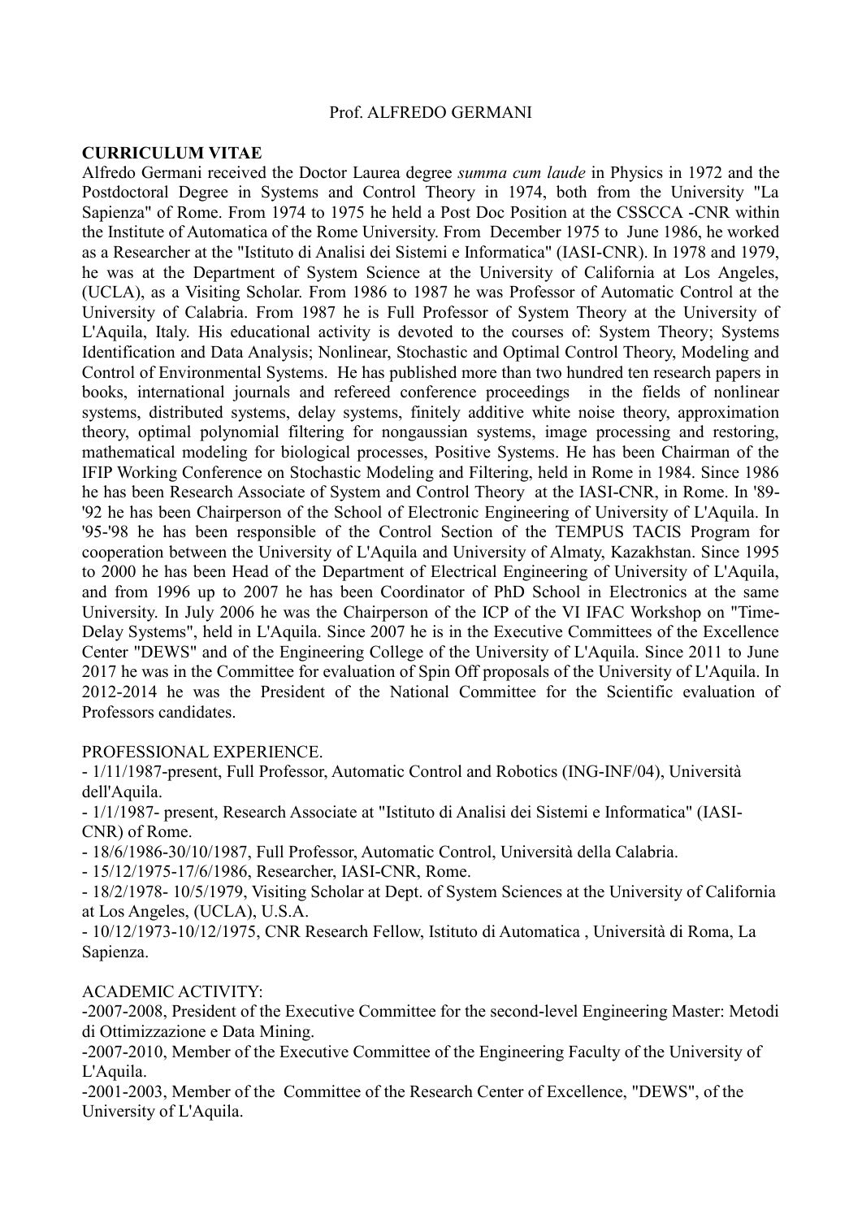# Prof. ALFREDO GERMANI

## CURRICULUM VITAE

Alfredo Germani received the Doctor Laurea degree *summa cum laude* in Physics in 1972 and the Postdoctoral Degree in Systems and Control Theory in 1974, both from the University "La Sapienza" of Rome. From 1974 to 1975 he held a Post Doc Position at the CSSCCA -CNR within the Institute of Automatica of the Rome University. From December 1975 to June 1986, he worked as a Researcher at the "Istituto di Analisi dei Sistemi e Informatica" (IASI-CNR). In 1978 and 1979, he was at the Department of System Science at the University of California at Los Angeles, (UCLA), as a Visiting Scholar. From 1986 to 1987 he was Professor of Automatic Control at the University of Calabria. From 1987 he is Full Professor of System Theory at the University of L'Aquila, Italy. His educational activity is devoted to the courses of: System Theory; Systems Identification and Data Analysis; Nonlinear, Stochastic and Optimal Control Theory, Modeling and Control of Environmental Systems. He has published more than two hundred ten research papers in books, international journals and refereed conference proceedings in the fields of nonlinear systems, distributed systems, delay systems, finitely additive white noise theory, approximation theory, optimal polynomial filtering for nongaussian systems, image processing and restoring, mathematical modeling for biological processes, Positive Systems. He has been Chairman of the IFIP Working Conference on Stochastic Modeling and Filtering, held in Rome in 1984. Since 1986 he has been Research Associate of System and Control Theory at the IASI-CNR, in Rome. In '89-'92 he has been Chairperson of the School of Electronic Engineering of University of L'Aquila. In '95-'98 he has been responsible of the Control Section of the TEMPUS TACIS Program for cooperation between the University of L'Aquila and University of Almaty, Kazakhstan. Since 1995 to 2000 he has been Head of the Department of Electrical Engineering of University of L'Aquila, and from 1996 up to 2007 he has been Coordinator of PhD School in Electronics at the same University. In July 2006 he was the Chairperson of the ICP of the VI IFAC Workshop on "Time-Delay Systems", held in L'Aquila. Since 2007 he is in the Executive Committees of the Excellence Center "DEWS" and of the Engineering College of the University of L'Aquila. Since 2011 to June 2017 he was in the Committee for evaluation of Spin Off proposals of the University of L'Aquila. In 2012-2014 he was the President of the National Committee for the Scientific evaluation of Professors candidates.

## PROFESSIONAL EXPERIENCE.

- 1/11/1987-present, Full Professor, Automatic Control and Robotics (ING-INF/04), Università dell'Aquila.
- 1/1/1987- present, Research Associate at "Istituto di Analisi dei Sistemi e Informatica" (IASI-CNR) of Rome.
- 18/6/1986-30/10/1987, Full Professor, Automatic Control, Università della Calabria.
- 15/12/1975-17/6/1986, Researcher, IASI-CNR, Rome.
- 18/2/1978- 10/5/1979, Visiting Scholar at Dept. of System Sciences at the University of California at Los Angeles, (UCLA), U.S.A.
- 10/12/1973-10/12/1975, CNR Research Fellow, Istituto di Automatica , Università di Roma, La Sapienza.

## ACADEMIC ACTIVITY:

-2007-2008, President of the Executive Committee for the second-level Engineering Master: Metodi di Ottimizzazione e Data Mining.

-2007-2010, Member of the Executive Committee of the Engineering Faculty of the University of L'Aquila.

-2001-2003, Member of the Committee of the Research Center of Excellence, "DEWS", of the University of L'Aquila.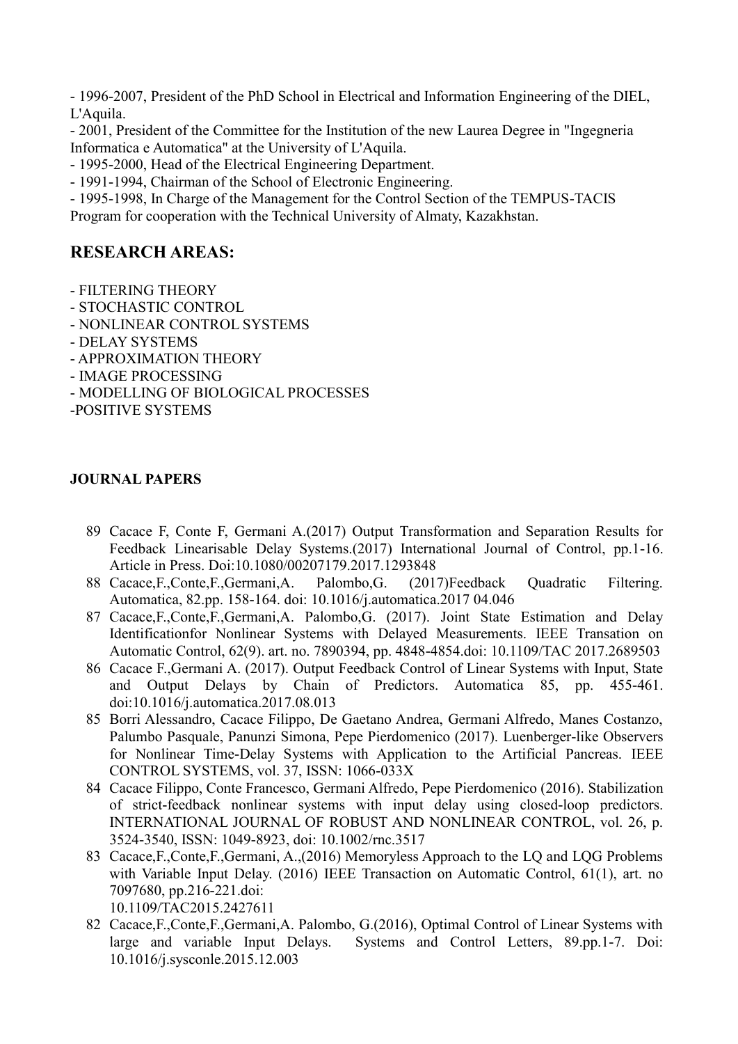- 1996-2007, President of the PhD School in Electrical and Information Engineering of the DIEL, L'Aquila.
- 2001, President of the Committee for the Institution of the new Laurea Degree in "Ingegneria Informatica e Automatica" at the University of L'Aquila.
- 1995-2000, Head of the Electrical Engineering Department.
- 1991-1994, Chairman of the School of Electronic Engineering.
- 1995-1998, In Charge of the Management for the Control Section of the TEMPUS-TACIS Program for cooperation with the Technical University of Almaty, Kazakhstan.

## RESEARCH AREAS:

- FILTERING THEORY
- STOCHASTIC CONTROL
- NONLINEAR CONTROL SYSTEMS
- DELAY SYSTEMS
- APPROXIMATION THEORY
- IMAGE PROCESSING
- MODELLING OF BIOLOGICAL PROCESSES
- POSITIVE SYSTEMS

**JOURNAL PAPERS**

89 Cacace F, Conte F, Germani A.(2017) Output Transformation and Separation Results for Feedback Linearisable Delay Systems.(2017) International Journal of Control, pp.1-16. Article in Press. Doi:10.1080/00207179.2017.1293848

88 Cacace,F.,Conte,F.,Germani,A. Palombo,G. (2017)Feedback Quadratic Filtering. Automatica, 82.pp. 158-164. doi: 10.1016/j.automatica.2017 04.046

87 Cacace,F.,Conte,F.,Germani,A. Palombo,G. (2017). Joint State Estimation and Delay Identificationfor Nonlinear Systems with Delayed Measurements. IEEE Transation on Automatic Control, 62(9). art. no. 7890394, pp. 4848-4854.doi: 10.1109/TAC 2017.2689503

86 Cacace F.,Germani A. (2017). Output Feedback Control of Linear Systems with Input, State and Output Delays by Chain of Predictors. Automatica 85, pp. 455-461. doi:10.1016/j.automatica.2017.08.013

85 Borri Alessandro, Cacace Filippo, De Gaetano Andrea, Germani Alfredo, Manes Costanzo, Palumbo Pasquale, Panunzi Simona, Pepe Pierdomenico (2017). Luenberger-like Observers for Nonlinear Time-Delay Systems with Application to the Artificial Pancreas. IEEE CONTROL SYSTEMS, vol. 37, ISSN: 1066-033X

84 Cacace Filippo, Conte Francesco, Germani Alfredo, Pepe Pierdomenico (2016). Stabilization of strict-feedback nonlinear systems with input delay using closed-loop predictors. INTERNATIONAL JOURNAL OF ROBUST AND NONLINEAR CONTROL, vol. 26, p. 3524-3540, ISSN: 1049-8923, doi: 10.1002/rnc.3517

83 Cacace,F.,Conte,F.,Germani, A.,(2016) Memoryless Approach to the LQ and LQG Problems with Variable Input Delay. (2016) IEEE Transaction on Automatic Control, 61(1), art. no 7097680, pp.216-221.doi: 10.1109/TAC2015.2427611

82 Cacace,F.,Conte,F.,Germani,A. Palombo, G.(2016), Optimal Control of Linear Systems with large and variable Input Delays. Systems and Control Letters, 89.pp.1-7. Doi: 10.1016/j.sysconle.2015.12.003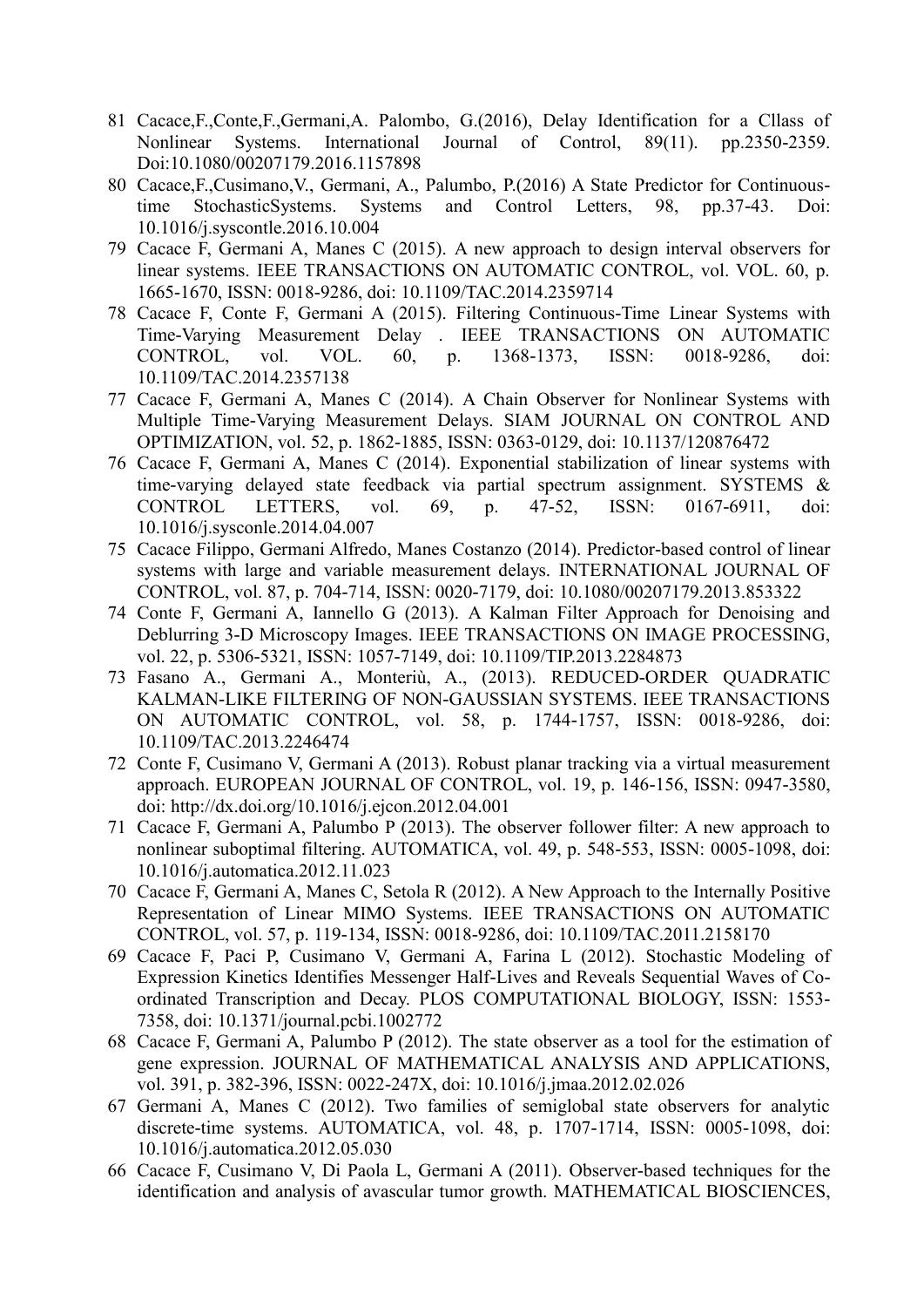81 Cacace,F.,Conte,F.,Germani,A. Palombo, G.(2016), Delay Identification for a Cllass of Nonlinear Systems. International Journal of Control, 89(11). pp.2350-2359. Doi:10.1080/00207179.2016.1157898

80 Cacace,F.,Cusimano,V., Germani, A., Palumbo, P.(2016) A State Predictor for Continuous-time StochasticSystems. Systems and Control Letters, 98, pp.37-43. Doi: 10.1016/j.syscontle.2016.10.004

79 Cacace F, Germani A, Manes C (2015). A new approach to design interval observers for linear systems. IEEE TRANSACTIONS ON AUTOMATIC CONTROL, vol. VOL. 60, p. 1665-1670, ISSN: 0018-9286, doi: 10.1109/TAC.2014.2359714

78 Cacace F, Conte F, Germani A (2015). Filtering Continuous-Time Linear Systems with Time-Varying Measurement Delay . IEEE TRANSACTIONS ON AUTOMATIC CONTROL, vol. VOL. 60, p. 1368-1373, ISSN: 0018-9286, doi: 10.1109/TAC.2014.2357138

77 Cacace F, Germani A, Manes C (2014). A Chain Observer for Nonlinear Systems with Multiple Time-Varying Measurement Delays. SIAM JOURNAL ON CONTROL AND OPTIMIZATION, vol. 52, p. 1862-1885, ISSN: 0363-0129, doi: 10.1137/120876472

76 Cacace F, Germani A, Manes C (2014). Exponential stabilization of linear systems with time-varying delayed state feedback via partial spectrum assignment. SYSTEMS & CONTROL LETTERS, vol. 69, p. 47-52, ISSN: 0167-6911, doi: 10.1016/j.sysconle.2014.04.007

75 Cacace Filippo, Germani Alfredo, Manes Costanzo (2014). Predictor-based control of linear systems with large and variable measurement delays. INTERNATIONAL JOURNAL OF CONTROL, vol. 87, p. 704-714, ISSN: 0020-7179, doi: 10.1080/00207179.2013.853322

74 Conte F, Germani A, Iannello G (2013). A Kalman Filter Approach for Denoising and Deblurring 3-D Microscopy Images. IEEE TRANSACTIONS ON IMAGE PROCESSING, vol. 22, p. 5306-5321, ISSN: 1057-7149, doi: 10.1109/TIP.2013.2284873

73 Fasano A., Germani A., Monteriù, A., (2013). REDUCED-ORDER QUADRATIC KALMAN-LIKE FILTERING OF NON-GAUSSIAN SYSTEMS. IEEE TRANSACTIONS ON AUTOMATIC CONTROL, vol. 58, p. 1744-1757, ISSN: 0018-9286, doi: 10.1109/TAC.2013.2246474

72 Conte F, Cusimano V, Germani A (2013). Robust planar tracking via a virtual measurement approach. EUROPEAN JOURNAL OF CONTROL, vol. 19, p. 146-156, ISSN: 0947-3580, doi: http://dx.doi.org/10.1016/j.ejcon.2012.04.001

71 Cacace F, Germani A, Palumbo P (2013). The observer follower filter: A new approach to nonlinear suboptimal filtering. AUTOMATICA, vol. 49, p. 548-553, ISSN: 0005-1098, doi: 10.1016/j.automatica.2012.11.023

70 Cacace F, Germani A, Manes C, Setola R (2012). A New Approach to the Internally Positive Representation of Linear MIMO Systems. IEEE TRANSACTIONS ON AUTOMATIC CONTROL, vol. 57, p. 119-134, ISSN: 0018-9286, doi: 10.1109/TAC.2011.2158170

69 Cacace F, Paci P, Cusimano V, Germani A, Farina L (2012). Stochastic Modeling of Expression Kinetics Identifies Messenger Half-Lives and Reveals Sequential Waves of Co-ordinated Transcription and Decay. PLOS COMPUTATIONAL BIOLOGY, ISSN: 1553-7358, doi: 10.1371/journal.pcbi.1002772

68 Cacace F, Germani A, Palumbo P (2012). The state observer as a tool for the estimation of gene expression. JOURNAL OF MATHEMATICAL ANALYSIS AND APPLICATIONS, vol. 391, p. 382-396, ISSN: 0022-247X, doi: 10.1016/j.jmaa.2012.02.026

67 Germani A, Manes C (2012). Two families of semiglobal state observers for analytic discrete-time systems. AUTOMATICA, vol. 48, p. 1707-1714, ISSN: 0005-1098, doi: 10.1016/j.automatica.2012.05.030

66 Cacace F, Cusimano V, Di Paola L, Germani A (2011). Observer-based techniques for the identification and analysis of avascular tumor growth. MATHEMATICAL BIOSCIENCES,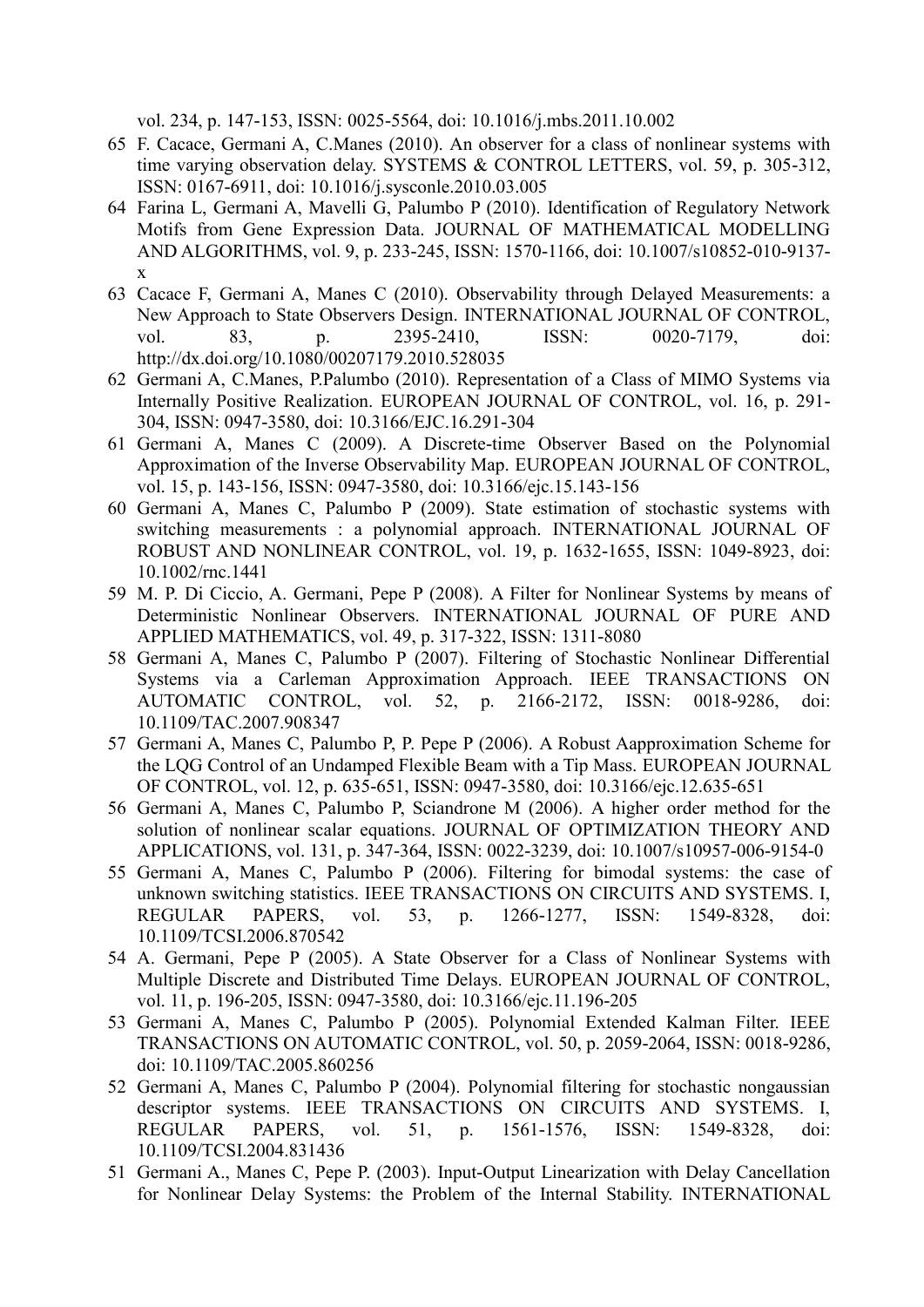vol. 234, p. 147-153, ISSN: 0025-5564, doi: 10.1016/j.mbs.2011.10.002

65 F. Cacace, Germani A, C.Manes (2010). An observer for a class of nonlinear systems with time varying observation delay. SYSTEMS & CONTROL LETTERS, vol. 59, p. 305-312, ISSN: 0167-6911, doi: 10.1016/j.sysconle.2010.03.005

64 Farina L, Germani A, Mavelli G, Palumbo P (2010). Identification of Regulatory Network Motifs from Gene Expression Data. JOURNAL OF MATHEMATICAL MODELLING AND ALGORITHMS, vol. 9, p. 233-245, ISSN: 1570-1166, doi: 10.1007/s10852-010-9137-x

63 Cacace F, Germani A, Manes C (2010). Observability through Delayed Measurements: a New Approach to State Observers Design. INTERNATIONAL JOURNAL OF CONTROL, vol. 83, p. 2395-2410, ISSN: 0020-7179, doi: http://dx.doi.org/10.1080/00207179.2010.528035

62 Germani A, C.Manes, P.Palumbo (2010). Representation of a Class of MIMO Systems via Internally Positive Realization. EUROPEAN JOURNAL OF CONTROL, vol. 16, p. 291-304, ISSN: 0947-3580, doi: 10.3166/EJC.16.291-304

61 Germani A, Manes C (2009). A Discrete-time Observer Based on the Polynomial Approximation of the Inverse Observability Map. EUROPEAN JOURNAL OF CONTROL, vol. 15, p. 143-156, ISSN: 0947-3580, doi: 10.3166/ejc.15.143-156

60 Germani A, Manes C, Palumbo P (2009). State estimation of stochastic systems with switching measurements : a polynomial approach. INTERNATIONAL JOURNAL OF ROBUST AND NONLINEAR CONTROL, vol. 19, p. 1632-1655, ISSN: 1049-8923, doi: 10.1002/rnc.1441

59 M. P. Di Ciccio, A. Germani, Pepe P (2008). A Filter for Nonlinear Systems by means of Deterministic Nonlinear Observers. INTERNATIONAL JOURNAL OF PURE AND APPLIED MATHEMATICS, vol. 49, p. 317-322, ISSN: 1311-8080

58 Germani A, Manes C, Palumbo P (2007). Filtering of Stochastic Nonlinear Differential Systems via a Carleman Approximation Approach. IEEE TRANSACTIONS ON AUTOMATIC CONTROL, vol. 52, p. 2166-2172, ISSN: 0018-9286, doi: 10.1109/TAC.2007.908347

57 Germani A, Manes C, Palumbo P, P. Pepe P (2006). A Robust Aapproximation Scheme for the LQG Control of an Undamped Flexible Beam with a Tip Mass. EUROPEAN JOURNAL OF CONTROL, vol. 12, p. 635-651, ISSN: 0947-3580, doi: 10.3166/ejc.12.635-651

56 Germani A, Manes C, Palumbo P, Sciandrone M (2006). A higher order method for the solution of nonlinear scalar equations. JOURNAL OF OPTIMIZATION THEORY AND APPLICATIONS, vol. 131, p. 347-364, ISSN: 0022-3239, doi: 10.1007/s10957-006-9154-0

55 Germani A, Manes C, Palumbo P (2006). Filtering for bimodal systems: the case of unknown switching statistics. IEEE TRANSACTIONS ON CIRCUITS AND SYSTEMS. I, REGULAR PAPERS, vol. 53, p. 1266-1277, ISSN: 1549-8328, doi: 10.1109/TCSI.2006.870542

54 A. Germani, Pepe P (2005). A State Observer for a Class of Nonlinear Systems with Multiple Discrete and Distributed Time Delays. EUROPEAN JOURNAL OF CONTROL, vol. 11, p. 196-205, ISSN: 0947-3580, doi: 10.3166/ejc.11.196-205

53 Germani A, Manes C, Palumbo P (2005). Polynomial Extended Kalman Filter. IEEE TRANSACTIONS ON AUTOMATIC CONTROL, vol. 50, p. 2059-2064, ISSN: 0018-9286, doi: 10.1109/TAC.2005.860256

52 Germani A, Manes C, Palumbo P (2004). Polynomial filtering for stochastic nongaussian descriptor systems. IEEE TRANSACTIONS ON CIRCUITS AND SYSTEMS. I, REGULAR PAPERS, vol. 51, p. 1561-1576, ISSN: 1549-8328, doi: 10.1109/TCSI.2004.831436

51 Germani A., Manes C, Pepe P. (2003). Input-Output Linearization with Delay Cancellation for Nonlinear Delay Systems: the Problem of the Internal Stability. INTERNATIONAL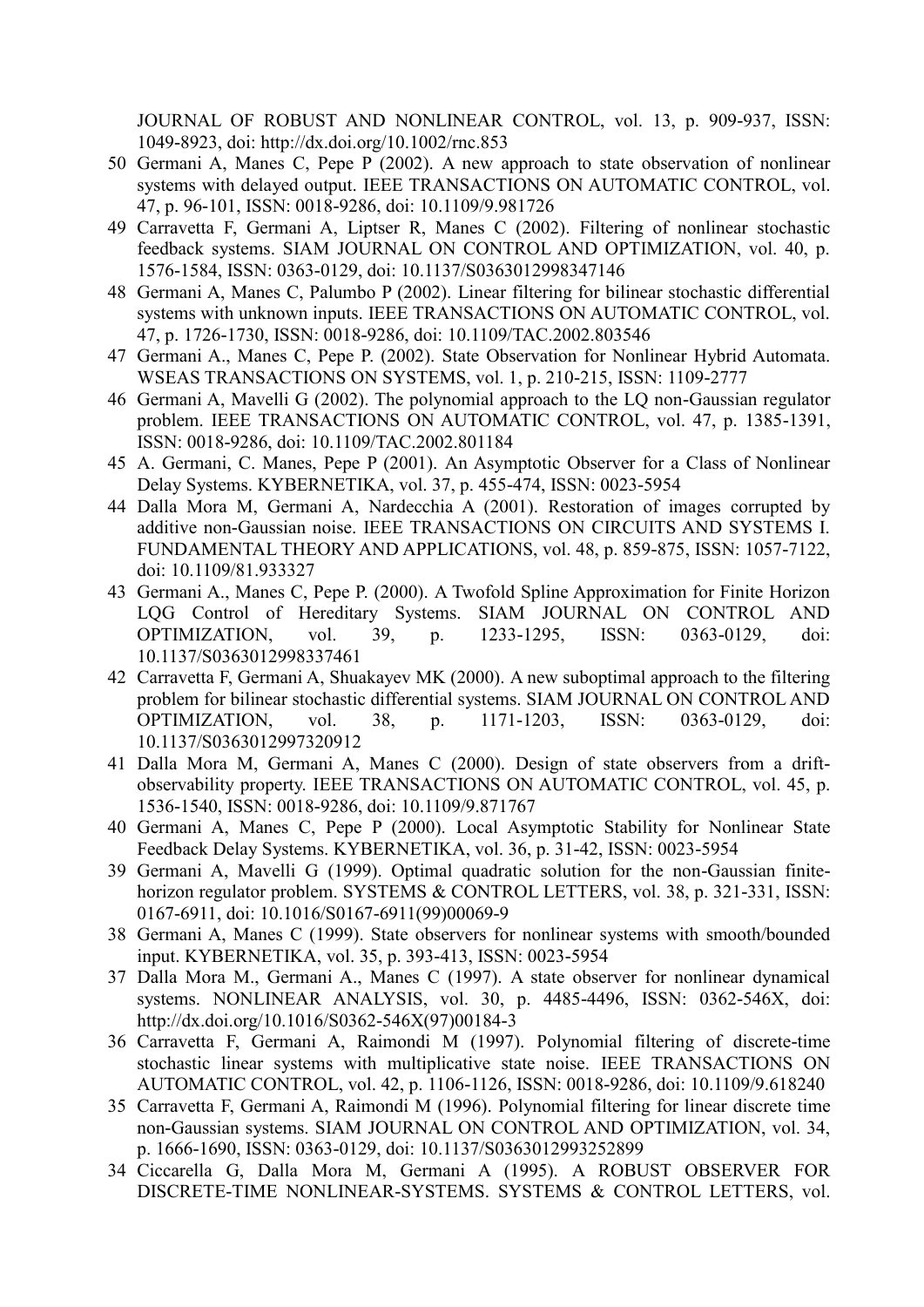JOURNAL OF ROBUST AND NONLINEAR CONTROL, vol. 13, p. 909-937, ISSN: 1049-8923, doi: http://dx.doi.org/10.1002/rnc.853

50 Germani A, Manes C, Pepe P (2002). A new approach to state observation of nonlinear systems with delayed output. IEEE TRANSACTIONS ON AUTOMATIC CONTROL, vol. 47, p. 96-101, ISSN: 0018-9286, doi: 10.1109/9.981726

49 Carravetta F, Germani A, Liptser R, Manes C (2002). Filtering of nonlinear stochastic feedback systems. SIAM JOURNAL ON CONTROL AND OPTIMIZATION, vol. 40, p. 1576-1584, ISSN: 0363-0129, doi: 10.1137/S0363012998347146

48 Germani A, Manes C, Palumbo P (2002). Linear filtering for bilinear stochastic differential systems with unknown inputs. IEEE TRANSACTIONS ON AUTOMATIC CONTROL, vol. 47, p. 1726-1730, ISSN: 0018-9286, doi: 10.1109/TAC.2002.803546

47 Germani A., Manes C, Pepe P. (2002). State Observation for Nonlinear Hybrid Automata. WSEAS TRANSACTIONS ON SYSTEMS, vol. 1, p. 210-215, ISSN: 1109-2777

46 Germani A, Mavelli G (2002). The polynomial approach to the LQ non-Gaussian regulator problem. IEEE TRANSACTIONS ON AUTOMATIC CONTROL, vol. 47, p. 1385-1391, ISSN: 0018-9286, doi: 10.1109/TAC.2002.801184

45 A. Germani, C. Manes, Pepe P (2001). An Asymptotic Observer for a Class of Nonlinear Delay Systems. KYBERNETIKA, vol. 37, p. 455-474, ISSN: 0023-5954

44 Dalla Mora M, Germani A, Nardecchia A (2001). Restoration of images corrupted by additive non-Gaussian noise. IEEE TRANSACTIONS ON CIRCUITS AND SYSTEMS I. FUNDAMENTAL THEORY AND APPLICATIONS, vol. 48, p. 859-875, ISSN: 1057-7122, doi: 10.1109/81.933327

43 Germani A., Manes C, Pepe P. (2000). A Twofold Spline Approximation for Finite Horizon LQG Control of Hereditary Systems. SIAM JOURNAL ON CONTROL AND OPTIMIZATION, vol. 39, p. 1233-1295, ISSN: 0363-0129, doi: 10.1137/S0363012998337461

42 Carravetta F, Germani A, Shuakayev MK (2000). A new suboptimal approach to the filtering problem for bilinear stochastic differential systems. SIAM JOURNAL ON CONTROL AND OPTIMIZATION, vol. 38, p. 1171-1203, ISSN: 0363-0129, doi: 10.1137/S0363012997320912

41 Dalla Mora M, Germani A, Manes C (2000). Design of state observers from a drift-observability property. IEEE TRANSACTIONS ON AUTOMATIC CONTROL, vol. 45, p. 1536-1540, ISSN: 0018-9286, doi: 10.1109/9.871767

40 Germani A, Manes C, Pepe P (2000). Local Asymptotic Stability for Nonlinear State Feedback Delay Systems. KYBERNETIKA, vol. 36, p. 31-42, ISSN: 0023-5954

39 Germani A, Mavelli G (1999). Optimal quadratic solution for the non-Gaussian finite-horizon regulator problem. SYSTEMS & CONTROL LETTERS, vol. 38, p. 321-331, ISSN: 0167-6911, doi: 10.1016/S0167-6911(99)00069-9

38 Germani A, Manes C (1999). State observers for nonlinear systems with smooth/bounded input. KYBERNETIKA, vol. 35, p. 393-413, ISSN: 0023-5954

37 Dalla Mora M., Germani A., Manes C (1997). A state observer for nonlinear dynamical systems. NONLINEAR ANALYSIS, vol. 30, p. 4485-4496, ISSN: 0362-546X, doi: http://dx.doi.org/10.1016/S0362-546X(97)00184-3

36 Carravetta F, Germani A, Raimondi M (1997). Polynomial filtering of discrete-time stochastic linear systems with multiplicative state noise. IEEE TRANSACTIONS ON AUTOMATIC CONTROL, vol. 42, p. 1106-1126, ISSN: 0018-9286, doi: 10.1109/9.618240

35 Carravetta F, Germani A, Raimondi M (1996). Polynomial filtering for linear discrete time non-Gaussian systems. SIAM JOURNAL ON CONTROL AND OPTIMIZATION, vol. 34, p. 1666-1690, ISSN: 0363-0129, doi: 10.1137/S0363012993252899

34 Ciccarella G, Dalla Mora M, Germani A (1995). A ROBUST OBSERVER FOR DISCRETE-TIME NONLINEAR-SYSTEMS. SYSTEMS & CONTROL LETTERS, vol.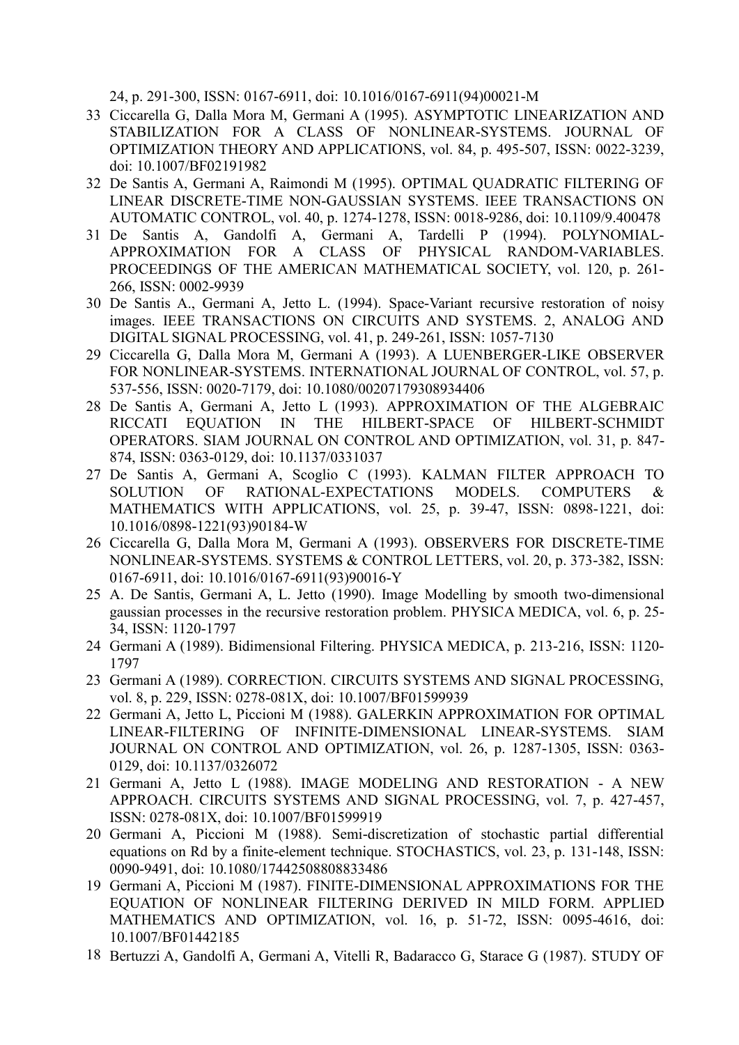24, p. 291-300, ISSN: 0167-6911, doi: 10.1016/0167-6911(94)00021-M

33 Ciccarella G, Dalla Mora M, Germani A (1995). ASYMPTOTIC LINEARIZATION AND STABILIZATION FOR A CLASS OF NONLINEAR-SYSTEMS. JOURNAL OF OPTIMIZATION THEORY AND APPLICATIONS, vol. 84, p. 495-507, ISSN: 0022-3239, doi: 10.1007/BF02191982

32 De Santis A, Germani A, Raimondi M (1995). OPTIMAL QUADRATIC FILTERING OF LINEAR DISCRETE-TIME NON-GAUSSIAN SYSTEMS. IEEE TRANSACTIONS ON AUTOMATIC CONTROL, vol. 40, p. 1274-1278, ISSN: 0018-9286, doi: 10.1109/9.400478

31 De Santis A, Gandolfi A, Germani A, Tardelli P (1994). POLYNOMIAL-APPROXIMATION FOR A CLASS OF PHYSICAL RANDOM-VARIABLES. PROCEEDINGS OF THE AMERICAN MATHEMATICAL SOCIETY, vol. 120, p. 261-266, ISSN: 0002-9939

30 De Santis A., Germani A, Jetto L. (1994). Space-Variant recursive restoration of noisy images. IEEE TRANSACTIONS ON CIRCUITS AND SYSTEMS. 2, ANALOG AND DIGITAL SIGNAL PROCESSING, vol. 41, p. 249-261, ISSN: 1057-7130

29 Ciccarella G, Dalla Mora M, Germani A (1993). A LUENBERGER-LIKE OBSERVER FOR NONLINEAR-SYSTEMS. INTERNATIONAL JOURNAL OF CONTROL, vol. 57, p. 537-556, ISSN: 0020-7179, doi: 10.1080/00207179308934406

28 De Santis A, Germani A, Jetto L (1993). APPROXIMATION OF THE ALGEBRAIC RICCATI EQUATION IN THE HILBERT-SPACE OF HILBERT-SCHMIDT OPERATORS. SIAM JOURNAL ON CONTROL AND OPTIMIZATION, vol. 31, p. 847-874, ISSN: 0363-0129, doi: 10.1137/0331037

27 De Santis A, Germani A, Scoglio C (1993). KALMAN FILTER APPROACH TO SOLUTION OF RATIONAL-EXPECTATIONS MODELS. COMPUTERS & MATHEMATICS WITH APPLICATIONS, vol. 25, p. 39-47, ISSN: 0898-1221, doi: 10.1016/0898-1221(93)90184-W

26 Ciccarella G, Dalla Mora M, Germani A (1993). OBSERVERS FOR DISCRETE-TIME NONLINEAR-SYSTEMS. SYSTEMS & CONTROL LETTERS, vol. 20, p. 373-382, ISSN: 0167-6911, doi: 10.1016/0167-6911(93)90016-Y

25 A. De Santis, Germani A, L. Jetto (1990). Image Modelling by smooth two-dimensional gaussian processes in the recursive restoration problem. PHYSICA MEDICA, vol. 6, p. 25-34, ISSN: 1120-1797

24 Germani A (1989). Bidimensional Filtering. PHYSICA MEDICA, p. 213-216, ISSN: 1120-1797

23 Germani A (1989). CORRECTION. CIRCUITS SYSTEMS AND SIGNAL PROCESSING, vol. 8, p. 229, ISSN: 0278-081X, doi: 10.1007/BF01599939

22 Germani A, Jetto L, Piccioni M (1988). GALERKIN APPROXIMATION FOR OPTIMAL LINEAR-FILTERING OF INFINITE-DIMENSIONAL LINEAR-SYSTEMS. SIAM JOURNAL ON CONTROL AND OPTIMIZATION, vol. 26, p. 1287-1305, ISSN: 0363-0129, doi: 10.1137/0326072

21 Germani A, Jetto L (1988). IMAGE MODELING AND RESTORATION - A NEW APPROACH. CIRCUITS SYSTEMS AND SIGNAL PROCESSING, vol. 7, p. 427-457, ISSN: 0278-081X, doi: 10.1007/BF01599919

20 Germani A, Piccioni M (1988). Semi-discretization of stochastic partial differential equations on Rd by a finite-element technique. STOCHASTICS, vol. 23, p. 131-148, ISSN: 0090-9491, doi: 10.1080/17442508808833486

19 Germani A, Piccioni M (1987). FINITE-DIMENSIONAL APPROXIMATIONS FOR THE EQUATION OF NONLINEAR FILTERING DERIVED IN MILD FORM. APPLIED MATHEMATICS AND OPTIMIZATION, vol. 16, p. 51-72, ISSN: 0095-4616, doi: 10.1007/BF01442185

18 Bertuzzi A, Gandolfi A, Germani A, Vitelli R, Badaracco G, Starace G (1987). STUDY OF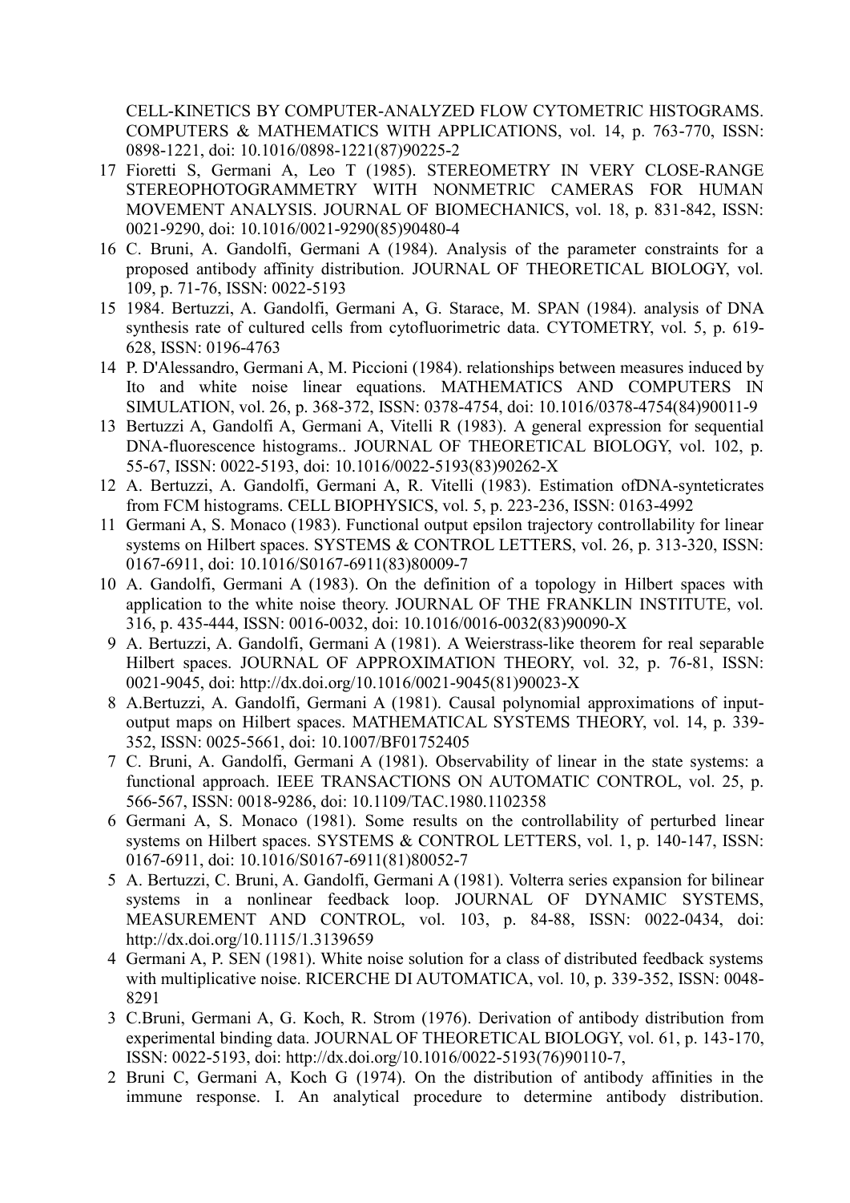CELL-KINETICS BY COMPUTER-ANALYZED FLOW CYTOMETRIC HISTOGRAMS. COMPUTERS & MATHEMATICS WITH APPLICATIONS, vol. 14, p. 763-770, ISSN: 0898-1221, doi: 10.1016/0898-1221(87)90225-2

17 Fioretti S, Germani A, Leo T (1985). STEREOMETRY IN VERY CLOSE-RANGE STEREOPHOTOGRAMMETRY WITH NONMETRIC CAMERAS FOR HUMAN MOVEMENT ANALYSIS. JOURNAL OF BIOMECHANICS, vol. 18, p. 831-842, ISSN: 0021-9290, doi: 10.1016/0021-9290(85)90480-4

16 C. Bruni, A. Gandolfi, Germani A (1984). Analysis of the parameter constraints for a proposed antibody affinity distribution. JOURNAL OF THEORETICAL BIOLOGY, vol. 109, p. 71-76, ISSN: 0022-5193

15 1984. Bertuzzi, A. Gandolfi, Germani A, G. Starace, M. SPAN (1984). analysis of DNA synthesis rate of cultured cells from cytofluorimetric data. CYTOMETRY, vol. 5, p. 619-628, ISSN: 0196-4763

14 P. D'Alessandro, Germani A, M. Piccioni (1984). relationships between measures induced by Ito and white noise linear equations. MATHEMATICS AND COMPUTERS IN SIMULATION, vol. 26, p. 368-372, ISSN: 0378-4754, doi: 10.1016/0378-4754(84)90011-9

13 Bertuzzi A, Gandolfi A, Germani A, Vitelli R (1983). A general expression for sequential DNA-fluorescence histograms.. JOURNAL OF THEORETICAL BIOLOGY, vol. 102, p. 55-67, ISSN: 0022-5193, doi: 10.1016/0022-5193(83)90262-X

12 A. Bertuzzi, A. Gandolfi, Germani A, R. Vitelli (1983). Estimation ofDNA-synteticrates from FCM histograms. CELL BIOPHYSICS, vol. 5, p. 223-236, ISSN: 0163-4992

11 Germani A, S. Monaco (1983). Functional output epsilon trajectory controllability for linear systems on Hilbert spaces. SYSTEMS & CONTROL LETTERS, vol. 26, p. 313-320, ISSN: 0167-6911, doi: 10.1016/S0167-6911(83)80009-7

10 A. Gandolfi, Germani A (1983). On the definition of a topology in Hilbert spaces with application to the white noise theory. JOURNAL OF THE FRANKLIN INSTITUTE, vol. 316, p. 435-444, ISSN: 0016-0032, doi: 10.1016/0016-0032(83)90090-X

9 A. Bertuzzi, A. Gandolfi, Germani A (1981). A Weierstrass-like theorem for real separable Hilbert spaces. JOURNAL OF APPROXIMATION THEORY, vol. 32, p. 76-81, ISSN: 0021-9045, doi: http://dx.doi.org/10.1016/0021-9045(81)90023-X

8 A.Bertuzzi, A. Gandolfi, Germani A (1981). Causal polynomial approximations of input-output maps on Hilbert spaces. MATHEMATICAL SYSTEMS THEORY, vol. 14, p. 339-352, ISSN: 0025-5661, doi: 10.1007/BF01752405

7 C. Bruni, A. Gandolfi, Germani A (1981). Observability of linear in the state systems: a functional approach. IEEE TRANSACTIONS ON AUTOMATIC CONTROL, vol. 25, p. 566-567, ISSN: 0018-9286, doi: 10.1109/TAC.1980.1102358

6 Germani A, S. Monaco (1981). Some results on the controllability of perturbed linear systems on Hilbert spaces. SYSTEMS & CONTROL LETTERS, vol. 1, p. 140-147, ISSN: 0167-6911, doi: 10.1016/S0167-6911(81)80052-7

5 A. Bertuzzi, C. Bruni, A. Gandolfi, Germani A (1981). Volterra series expansion for bilinear systems in a nonlinear feedback loop. JOURNAL OF DYNAMIC SYSTEMS, MEASUREMENT AND CONTROL, vol. 103, p. 84-88, ISSN: 0022-0434, doi: http://dx.doi.org/10.1115/1.3139659

4 Germani A, P. SEN (1981). White noise solution for a class of distributed feedback systems with multiplicative noise. RICERCHE DI AUTOMATICA, vol. 10, p. 339-352, ISSN: 0048-8291

3 C.Bruni, Germani A, G. Koch, R. Strom (1976). Derivation of antibody distribution from experimental binding data. JOURNAL OF THEORETICAL BIOLOGY, vol. 61, p. 143-170, ISSN: 0022-5193, doi: http://dx.doi.org/10.1016/0022-5193(76)90110-7,

2 Bruni C, Germani A, Koch G (1974). On the distribution of antibody affinities in the immune response. I. An analytical procedure to determine antibody distribution.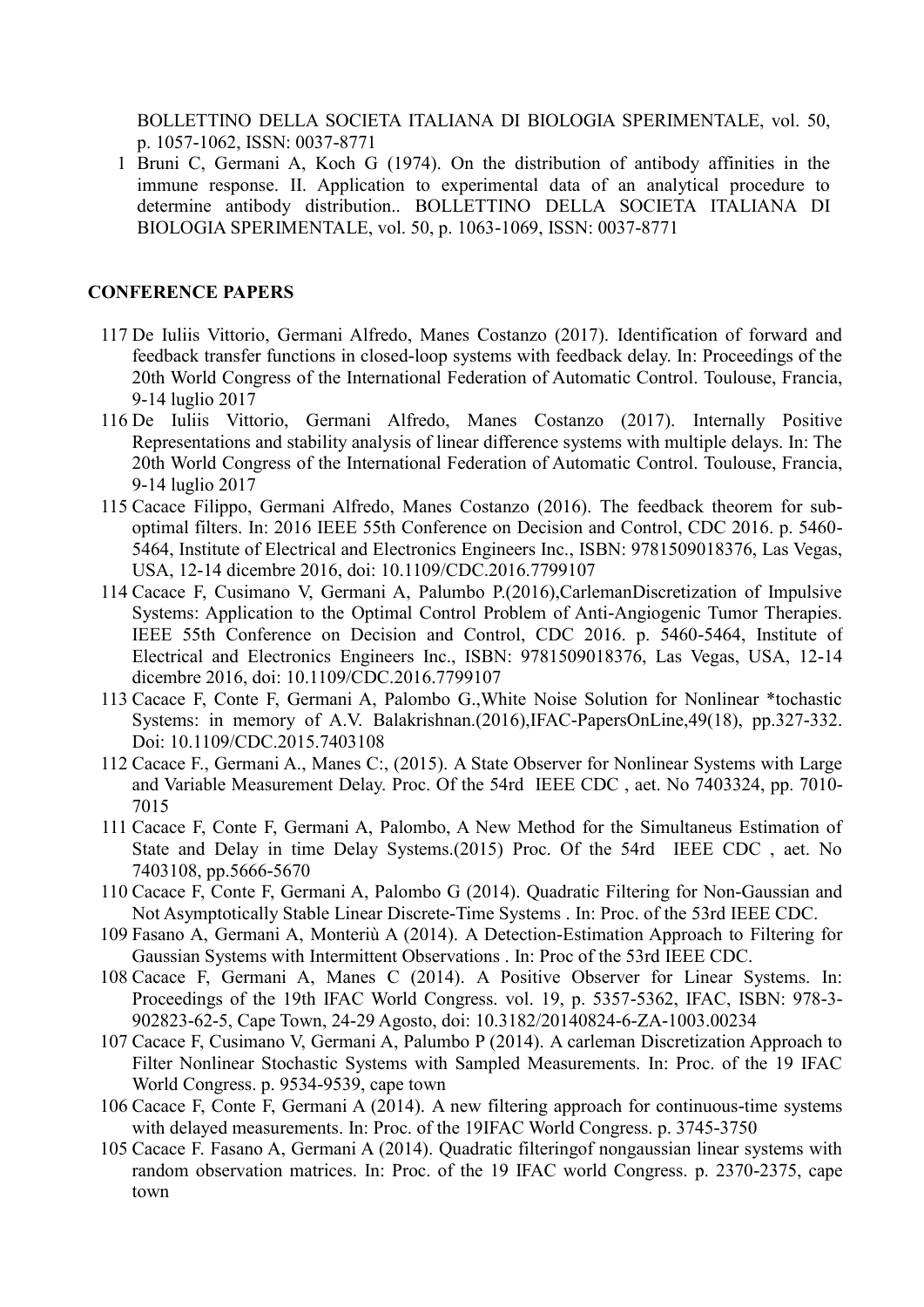BOLLETTINO DELLA SOCIETA ITALIANA DI BIOLOGIA SPERIMENTALE, vol. 50, p. 1057-1062, ISSN: 0037-8771

1 Bruni C, Germani A, Koch G (1974). On the distribution of antibody affinities in the immune response. II. Application to experimental data of an analytical procedure to determine antibody distribution.. BOLLETTINO DELLA SOCIETA ITALIANA DI BIOLOGIA SPERIMENTALE, vol. 50, p. 1063-1069, ISSN: 0037-8771

**CONFERENCE PAPERS**

117 De Iuliis Vittorio, Germani Alfredo, Manes Costanzo (2017). Identification of forward and feedback transfer functions in closed-loop systems with feedback delay. In: Proceedings of the 20th World Congress of the International Federation of Automatic Control. Toulouse, Francia, 9-14 luglio 2017

116 De Iuliis Vittorio, Germani Alfredo, Manes Costanzo (2017). Internally Positive Representations and stability analysis of linear difference systems with multiple delays. In: The 20th World Congress of the International Federation of Automatic Control. Toulouse, Francia, 9-14 luglio 2017

115 Cacace Filippo, Germani Alfredo, Manes Costanzo (2016). The feedback theorem for sub-optimal filters. In: 2016 IEEE 55th Conference on Decision and Control, CDC 2016. p. 5460-5464, Institute of Electrical and Electronics Engineers Inc., ISBN: 9781509018376, Las Vegas, USA, 12-14 dicembre 2016, doi: 10.1109/CDC.2016.7799107

114 Cacace F, Cusimano V, Germani A, Palumbo P.(2016),CarlemanDiscretization of Impulsive Systems: Application to the Optimal Control Problem of Anti-Angiogenic Tumor Therapies. IEEE 55th Conference on Decision and Control, CDC 2016. p. 5460-5464, Institute of Electrical and Electronics Engineers Inc., ISBN: 9781509018376, Las Vegas, USA, 12-14 dicembre 2016, doi: 10.1109/CDC.2016.7799107

113 Cacace F, Conte F, Germani A, Palombo G.,White Noise Solution for Nonlinear *tochastic Systems: in memory of A.V. Balakrishnan.(2016),IFAC-PapersOnLine,49(18), pp.327-332. Doi: 10.1109/CDC.2015.7403108

112 Cacace F., Germani A., Manes C:, (2015). A State Observer for Nonlinear Systems with Large and Variable Measurement Delay. Proc. Of the 54rd IEEE CDC , aet. No 7403324, pp. 7010-7015

111 Cacace F, Conte F, Germani A, Palombo, A New Method for the Simultaneus Estimation of State and Delay in time Delay Systems.(2015) Proc. Of the 54rd IEEE CDC , aet. No 7403108, pp.5666-5670

110 Cacace F, Conte F, Germani A, Palombo G (2014). Quadratic Filtering for Non-Gaussian and Not Asymptotically Stable Linear Discrete-Time Systems . In: Proc. of the 53rd IEEE CDC.

109 Fasano A, Germani A, Monteriù A (2014). A Detection-Estimation Approach to Filtering for Gaussian Systems with Intermittent Observations . In: Proc of the 53rd IEEE CDC.

108 Cacace F, Germani A, Manes C (2014). A Positive Observer for Linear Systems. In: Proceedings of the 19th IFAC World Congress. vol. 19, p. 5357-5362, IFAC, ISBN: 978-3-902823-62-5, Cape Town, 24-29 Agosto, doi: 10.3182/20140824-6-ZA-1003.00234

107 Cacace F, Cusimano V, Germani A, Palumbo P (2014). A carleman Discretization Approach to Filter Nonlinear Stochastic Systems with Sampled Measurements. In: Proc. of the 19 IFAC World Congress. p. 9534-9539, cape town

106 Cacace F, Conte F, Germani A (2014). A new filtering approach for continuous-time systems with delayed measurements. In: Proc. of the 19IFAC World Congress. p. 3745-3750

105 Cacace F. Fasano A, Germani A (2014). Quadratic filteringof nongaussian linear systems with random observation matrices. In: Proc. of the 19 IFAC world Congress. p. 2370-2375, cape town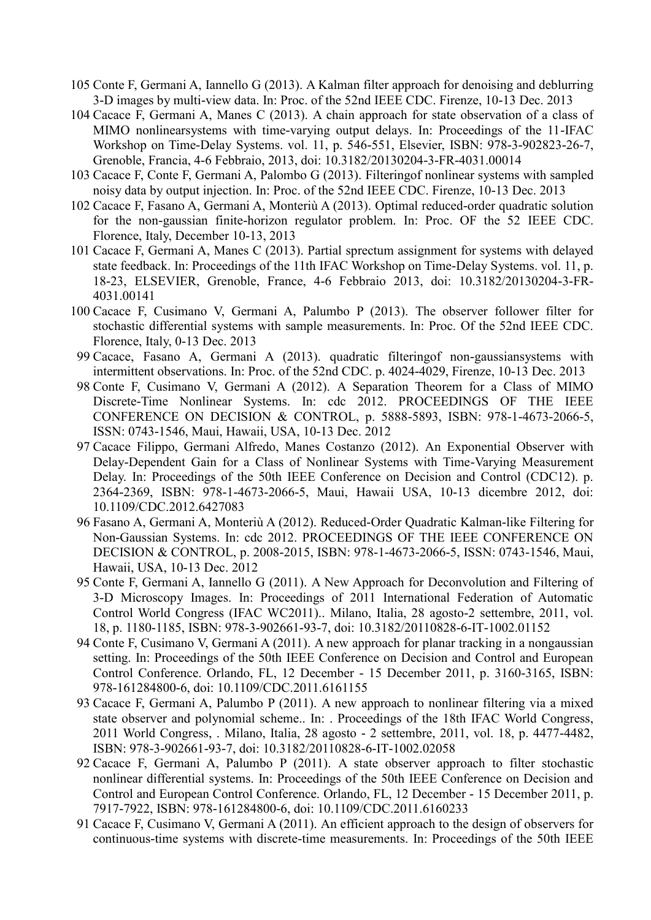105 Conte F, Germani A, Iannello G (2013). A Kalman filter approach for denoising and deblurring 3-D images by multi-view data. In: Proc. of the 52nd IEEE CDC. Firenze, 10-13 Dec. 2013

104 Cacace F, Germani A, Manes C (2013). A chain approach for state observation of a class of MIMO nonlinearsystems with time-varying output delays. In: Proceedings of the 11-IFAC Workshop on Time-Delay Systems. vol. 11, p. 546-551, Elsevier, ISBN: 978-3-902823-26-7, Grenoble, Francia, 4-6 Febbraio, 2013, doi: 10.3182/20130204-3-FR-4031.00014

103 Cacace F, Conte F, Germani A, Palombo G (2013). Filteringof nonlinear systems with sampled noisy data by output injection. In: Proc. of the 52nd IEEE CDC. Firenze, 10-13 Dec. 2013

102 Cacace F, Fasano A, Germani A, Monteriù A (2013). Optimal reduced-order quadratic solution for the non-gaussian finite-horizon regulator problem. In: Proc. OF the 52 IEEE CDC. Florence, Italy, December 10-13, 2013

101 Cacace F, Germani A, Manes C (2013). Partial sprectum assignment for systems with delayed state feedback. In: Proceedings of the 11th IFAC Workshop on Time-Delay Systems. vol. 11, p. 18-23, ELSEVIER, Grenoble, France, 4-6 Febbraio 2013, doi: 10.3182/20130204-3-FR-4031.00141

100 Cacace F, Cusimano V, Germani A, Palumbo P (2013). The observer follower filter for stochastic differential systems with sample measurements. In: Proc. Of the 52nd IEEE CDC. Florence, Italy, 0-13 Dec. 2013

99 Cacace, Fasano A, Germani A (2013). quadratic filteringof non-gaussiansystems with intermittent observations. In: Proc. of the 52nd CDC. p. 4024-4029, Firenze, 10-13 Dec. 2013

98 Conte F, Cusimano V, Germani A (2012). A Separation Theorem for a Class of MIMO Discrete-Time Nonlinear Systems. In: cdc 2012. PROCEEDINGS OF THE IEEE CONFERENCE ON DECISION & CONTROL, p. 5888-5893, ISBN: 978-1-4673-2066-5, ISSN: 0743-1546, Maui, Hawaii, USA, 10-13 Dec. 2012

97 Cacace Filippo, Germani Alfredo, Manes Costanzo (2012). An Exponential Observer with Delay-Dependent Gain for a Class of Nonlinear Systems with Time-Varying Measurement Delay. In: Proceedings of the 50th IEEE Conference on Decision and Control (CDC12). p. 2364-2369, ISBN: 978-1-4673-2066-5, Maui, Hawaii USA, 10-13 dicembre 2012, doi: 10.1109/CDC.2012.6427083

96 Fasano A, Germani A, Monteriù A (2012). Reduced-Order Quadratic Kalman-like Filtering for Non-Gaussian Systems. In: cdc 2012. PROCEEDINGS OF THE IEEE CONFERENCE ON DECISION & CONTROL, p. 2008-2015, ISBN: 978-1-4673-2066-5, ISSN: 0743-1546, Maui, Hawaii, USA, 10-13 Dec. 2012

95 Conte F, Germani A, Iannello G (2011). A New Approach for Deconvolution and Filtering of 3-D Microscopy Images. In: Proceedings of 2011 International Federation of Automatic Control World Congress (IFAC WC2011).. Milano, Italia, 28 agosto-2 settembre, 2011, vol. 18, p. 1180-1185, ISBN: 978-3-902661-93-7, doi: 10.3182/20110828-6-IT-1002.01152

94 Conte F, Cusimano V, Germani A (2011). A new approach for planar tracking in a nongaussian setting. In: Proceedings of the 50th IEEE Conference on Decision and Control and European Control Conference. Orlando, FL, 12 December - 15 December 2011, p. 3160-3165, ISBN: 978-161284800-6, doi: 10.1109/CDC.2011.6161155

93 Cacace F, Germani A, Palumbo P (2011). A new approach to nonlinear filtering via a mixed state observer and polynomial scheme.. In: . Proceedings of the 18th IFAC World Congress, 2011 World Congress, . Milano, Italia, 28 agosto - 2 settembre, 2011, vol. 18, p. 4477-4482, ISBN: 978-3-902661-93-7, doi: 10.3182/20110828-6-IT-1002.02058

92 Cacace F, Germani A, Palumbo P (2011). A state observer approach to filter stochastic nonlinear differential systems. In: Proceedings of the 50th IEEE Conference on Decision and Control and European Control Conference. Orlando, FL, 12 December - 15 December 2011, p. 7917-7922, ISBN: 978-161284800-6, doi: 10.1109/CDC.2011.6160233

91 Cacace F, Cusimano V, Germani A (2011). An efficient approach to the design of observers for continuous-time systems with discrete-time measurements. In: Proceedings of the 50th IEEE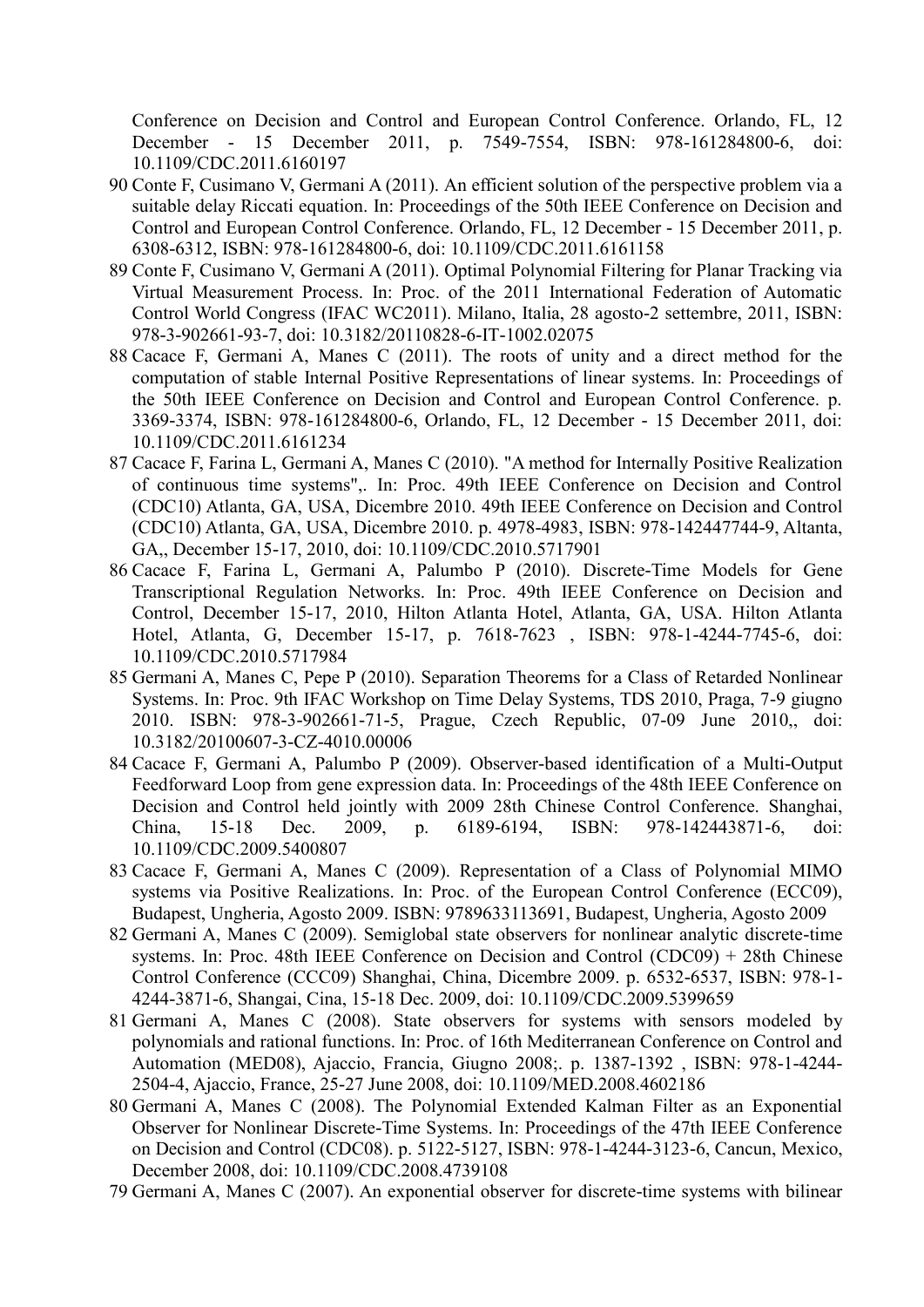Conference on Decision and Control and European Control Conference. Orlando, FL, 12 December - 15 December 2011, p. 7549-7554, ISBN: 978-161284800-6, doi: 10.1109/CDC.2011.6160197

90 Conte F, Cusimano V, Germani A (2011). An efficient solution of the perspective problem via a suitable delay Riccati equation. In: Proceedings of the 50th IEEE Conference on Decision and Control and European Control Conference. Orlando, FL, 12 December - 15 December 2011, p. 6308-6312, ISBN: 978-161284800-6, doi: 10.1109/CDC.2011.6161158

89 Conte F, Cusimano V, Germani A (2011). Optimal Polynomial Filtering for Planar Tracking via Virtual Measurement Process. In: Proc. of the 2011 International Federation of Automatic Control World Congress (IFAC WC2011). Milano, Italia, 28 agosto-2 settembre, 2011, ISBN: 978-3-902661-93-7, doi: 10.3182/20110828-6-IT-1002.02075

88 Cacace F, Germani A, Manes C (2011). The roots of unity and a direct method for the computation of stable Internal Positive Representations of linear systems. In: Proceedings of the 50th IEEE Conference on Decision and Control and European Control Conference. p. 3369-3374, ISBN: 978-161284800-6, Orlando, FL, 12 December - 15 December 2011, doi: 10.1109/CDC.2011.6161234

87 Cacace F, Farina L, Germani A, Manes C (2010). "A method for Internally Positive Realization of continuous time systems",. In: Proc. 49th IEEE Conference on Decision and Control (CDC10) Atlanta, GA, USA, Dicembre 2010. 49th IEEE Conference on Decision and Control (CDC10) Atlanta, GA, USA, Dicembre 2010. p. 4978-4983, ISBN: 978-142447744-9, Altanta, GA,, December 15-17, 2010, doi: 10.1109/CDC.2010.5717901

86 Cacace F, Farina L, Germani A, Palumbo P (2010). Discrete-Time Models for Gene Transcriptional Regulation Networks. In: Proc. 49th IEEE Conference on Decision and Control, December 15-17, 2010, Hilton Atlanta Hotel, Atlanta, GA, USA. Hilton Atlanta Hotel, Atlanta, G, December 15-17, p. 7618-7623 , ISBN: 978-1-4244-7745-6, doi: 10.1109/CDC.2010.5717984

85 Germani A, Manes C, Pepe P (2010). Separation Theorems for a Class of Retarded Nonlinear Systems. In: Proc. 9th IFAC Workshop on Time Delay Systems, TDS 2010, Praga, 7-9 giugno 2010. ISBN: 978-3-902661-71-5, Prague, Czech Republic, 07-09 June 2010,, doi: 10.3182/20100607-3-CZ-4010.00006

84 Cacace F, Germani A, Palumbo P (2009). Observer-based identification of a Multi-Output Feedforward Loop from gene expression data. In: Proceedings of the 48th IEEE Conference on Decision and Control held jointly with 2009 28th Chinese Control Conference. Shanghai, China, 15-18 Dec. 2009, p. 6189-6194, ISBN: 978-142443871-6, doi: 10.1109/CDC.2009.5400807

83 Cacace F, Germani A, Manes C (2009). Representation of a Class of Polynomial MIMO systems via Positive Realizations. In: Proc. of the European Control Conference (ECC09), Budapest, Ungheria, Agosto 2009. ISBN: 9789633113691, Budapest, Ungheria, Agosto 2009

82 Germani A, Manes C (2009). Semiglobal state observers for nonlinear analytic discrete-time systems. In: Proc. 48th IEEE Conference on Decision and Control (CDC09) + 28th Chinese Control Conference (CCC09) Shanghai, China, Dicembre 2009. p. 6532-6537, ISBN: 978-1-4244-3871-6, Shangai, Cina, 15-18 Dec. 2009, doi: 10.1109/CDC.2009.5399659

81 Germani A, Manes C (2008). State observers for systems with sensors modeled by polynomials and rational functions. In: Proc. of 16th Mediterranean Conference on Control and Automation (MED08), Ajaccio, Francia, Giugno 2008;. p. 1387-1392 , ISBN: 978-1-4244-2504-4, Ajaccio, France, 25-27 June 2008, doi: 10.1109/MED.2008.4602186

80 Germani A, Manes C (2008). The Polynomial Extended Kalman Filter as an Exponential Observer for Nonlinear Discrete-Time Systems. In: Proceedings of the 47th IEEE Conference on Decision and Control (CDC08). p. 5122-5127, ISBN: 978-1-4244-3123-6, Cancun, Mexico, December 2008, doi: 10.1109/CDC.2008.4739108

79 Germani A, Manes C (2007). An exponential observer for discrete-time systems with bilinear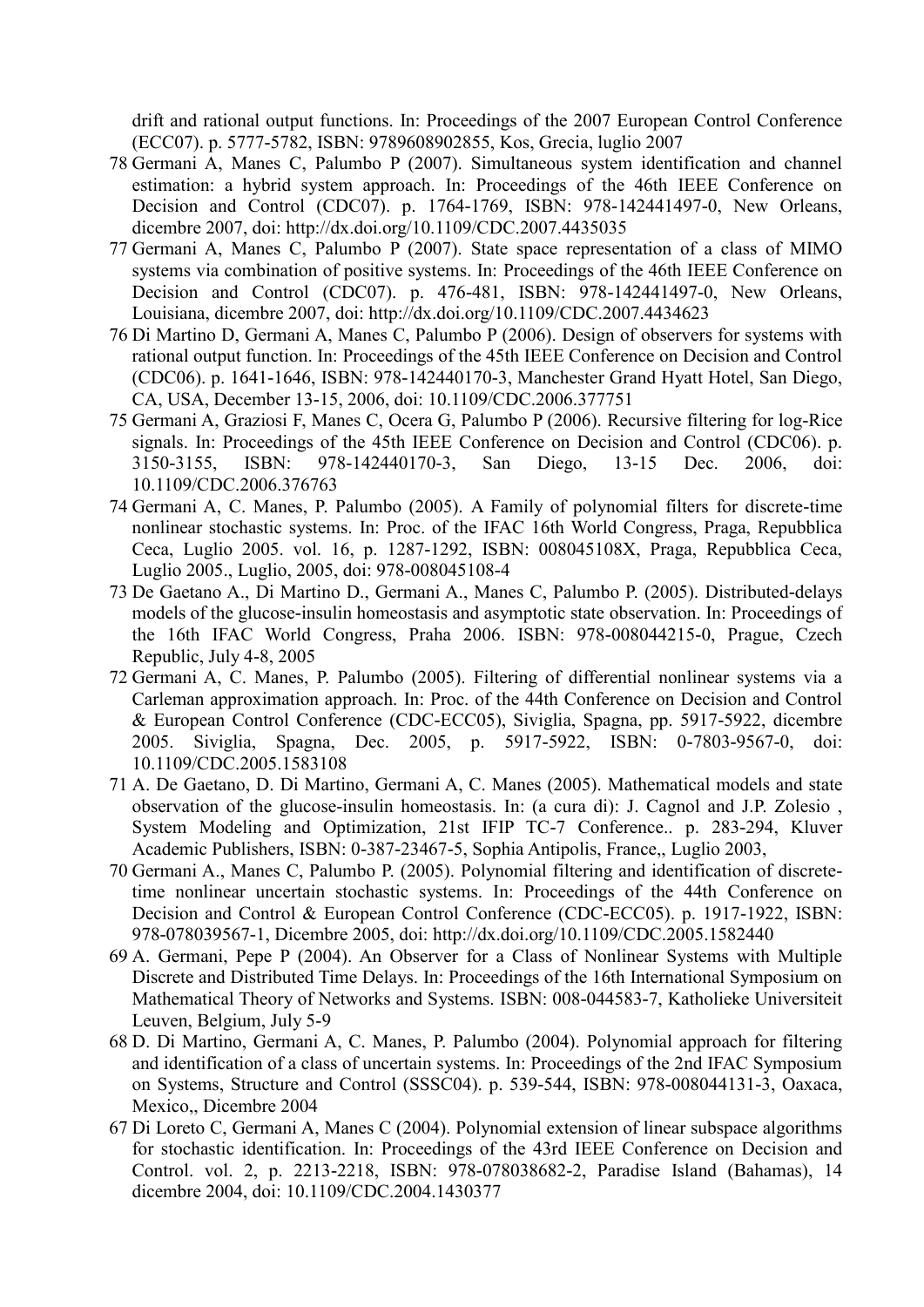drift and rational output functions. In: Proceedings of the 2007 European Control Conference (ECC07). p. 5777-5782, ISBN: 9789608902855, Kos, Grecia, luglio 2007

78 Germani A, Manes C, Palumbo P (2007). Simultaneous system identification and channel estimation: a hybrid system approach. In: Proceedings of the 46th IEEE Conference on Decision and Control (CDC07). p. 1764-1769, ISBN: 978-142441497-0, New Orleans, dicembre 2007, doi: http://dx.doi.org/10.1109/CDC.2007.4435035

77 Germani A, Manes C, Palumbo P (2007). State space representation of a class of MIMO systems via combination of positive systems. In: Proceedings of the 46th IEEE Conference on Decision and Control (CDC07). p. 476-481, ISBN: 978-142441497-0, New Orleans, Louisiana, dicembre 2007, doi: http://dx.doi.org/10.1109/CDC.2007.4434623

76 Di Martino D, Germani A, Manes C, Palumbo P (2006). Design of observers for systems with rational output function. In: Proceedings of the 45th IEEE Conference on Decision and Control (CDC06). p. 1641-1646, ISBN: 978-142440170-3, Manchester Grand Hyatt Hotel, San Diego, CA, USA, December 13-15, 2006, doi: 10.1109/CDC.2006.377751

75 Germani A, Graziosi F, Manes C, Ocera G, Palumbo P (2006). Recursive filtering for log-Rice signals. In: Proceedings of the 45th IEEE Conference on Decision and Control (CDC06). p. 3150-3155, ISBN: 978-142440170-3, San Diego, 13-15 Dec. 2006, doi: 10.1109/CDC.2006.376763

74 Germani A, C. Manes, P. Palumbo (2005). A Family of polynomial filters for discrete-time nonlinear stochastic systems. In: Proc. of the IFAC 16th World Congress, Praga, Repubblica Ceca, Luglio 2005. vol. 16, p. 1287-1292, ISBN: 008045108X, Praga, Repubblica Ceca, Luglio 2005., Luglio, 2005, doi: 978-008045108-4

73 De Gaetano A., Di Martino D., Germani A., Manes C, Palumbo P. (2005). Distributed-delays models of the glucose-insulin homeostasis and asymptotic state observation. In: Proceedings of the 16th IFAC World Congress, Praha 2006. ISBN: 978-008044215-0, Prague, Czech Republic, July 4-8, 2005

72 Germani A, C. Manes, P. Palumbo (2005). Filtering of differential nonlinear systems via a Carleman approximation approach. In: Proc. of the 44th Conference on Decision and Control & European Control Conference (CDC-ECC05), Siviglia, Spagna, pp. 5917-5922, dicembre 2005. Siviglia, Spagna, Dec. 2005, p. 5917-5922, ISBN: 0-7803-9567-0, doi: 10.1109/CDC.2005.1583108

71 A. De Gaetano, D. Di Martino, Germani A, C. Manes (2005). Mathematical models and state observation of the glucose-insulin homeostasis. In: (a cura di): J. Cagnol and J.P. Zolesio , System Modeling and Optimization, 21st IFIP TC-7 Conference.. p. 283-294, Kluver Academic Publishers, ISBN: 0-387-23467-5, Sophia Antipolis, France,, Luglio 2003,

70 Germani A., Manes C, Palumbo P. (2005). Polynomial filtering and identification of discrete-time nonlinear uncertain stochastic systems. In: Proceedings of the 44th Conference on Decision and Control & European Control Conference (CDC-ECC05). p. 1917-1922, ISBN: 978-078039567-1, Dicembre 2005, doi: http://dx.doi.org/10.1109/CDC.2005.1582440

69 A. Germani, Pepe P (2004). An Observer for a Class of Nonlinear Systems with Multiple Discrete and Distributed Time Delays. In: Proceedings of the 16th International Symposium on Mathematical Theory of Networks and Systems. ISBN: 008-044583-7, Katholieke Universiteit Leuven, Belgium, July 5-9

68 D. Di Martino, Germani A, C. Manes, P. Palumbo (2004). Polynomial approach for filtering and identification of a class of uncertain systems. In: Proceedings of the 2nd IFAC Symposium on Systems, Structure and Control (SSSC04). p. 539-544, ISBN: 978-008044131-3, Oaxaca, Mexico,, Dicembre 2004

67 Di Loreto C, Germani A, Manes C (2004). Polynomial extension of linear subspace algorithms for stochastic identification. In: Proceedings of the 43rd IEEE Conference on Decision and Control. vol. 2, p. 2213-2218, ISBN: 978-078038682-2, Paradise Island (Bahamas), 14 dicembre 2004, doi: 10.1109/CDC.2004.1430377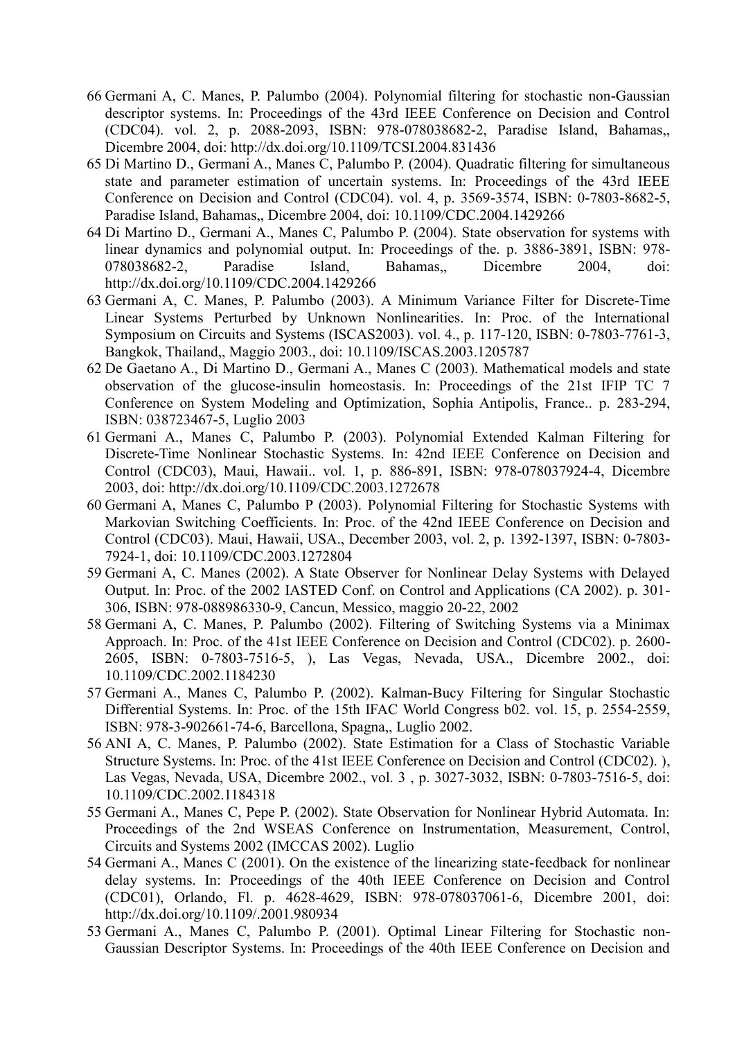66 Germani A, C. Manes, P. Palumbo (2004). Polynomial filtering for stochastic non-Gaussian descriptor systems. In: Proceedings of the 43rd IEEE Conference on Decision and Control (CDC04). vol. 2, p. 2088-2093, ISBN: 978-078038682-2, Paradise Island, Bahamas,, Dicembre 2004, doi: http://dx.doi.org/10.1109/TCSI.2004.831436

65 Di Martino D., Germani A., Manes C, Palumbo P. (2004). Quadratic filtering for simultaneous state and parameter estimation of uncertain systems. In: Proceedings of the 43rd IEEE Conference on Decision and Control (CDC04). vol. 4, p. 3569-3574, ISBN: 0-7803-8682-5, Paradise Island, Bahamas,, Dicembre 2004, doi: 10.1109/CDC.2004.1429266

64 Di Martino D., Germani A., Manes C, Palumbo P. (2004). State observation for systems with linear dynamics and polynomial output. In: Proceedings of the. p. 3886-3891, ISBN: 978-078038682-2, Paradise Island, Bahamas,, Dicembre 2004, doi: http://dx.doi.org/10.1109/CDC.2004.1429266

63 Germani A, C. Manes, P. Palumbo (2003). A Minimum Variance Filter for Discrete-Time Linear Systems Perturbed by Unknown Nonlinearities. In: Proc. of the International Symposium on Circuits and Systems (ISCAS2003). vol. 4., p. 117-120, ISBN: 0-7803-7761-3, Bangkok, Thailand,, Maggio 2003., doi: 10.1109/ISCAS.2003.1205787

62 De Gaetano A., Di Martino D., Germani A., Manes C (2003). Mathematical models and state observation of the glucose-insulin homeostasis. In: Proceedings of the 21st IFIP TC 7 Conference on System Modeling and Optimization, Sophia Antipolis, France.. p. 283-294, ISBN: 038723467-5, Luglio 2003

61 Germani A., Manes C, Palumbo P. (2003). Polynomial Extended Kalman Filtering for Discrete-Time Nonlinear Stochastic Systems. In: 42nd IEEE Conference on Decision and Control (CDC03), Maui, Hawaii.. vol. 1, p. 886-891, ISBN: 978-078037924-4, Dicembre 2003, doi: http://dx.doi.org/10.1109/CDC.2003.1272678

60 Germani A, Manes C, Palumbo P (2003). Polynomial Filtering for Stochastic Systems with Markovian Switching Coefficients. In: Proc. of the 42nd IEEE Conference on Decision and Control (CDC03). Maui, Hawaii, USA., December 2003, vol. 2, p. 1392-1397, ISBN: 0-7803-7924-1, doi: 10.1109/CDC.2003.1272804

59 Germani A, C. Manes (2002). A State Observer for Nonlinear Delay Systems with Delayed Output. In: Proc. of the 2002 IASTED Conf. on Control and Applications (CA 2002). p. 301-306, ISBN: 978-088986330-9, Cancun, Messico, maggio 20-22, 2002

58 Germani A, C. Manes, P. Palumbo (2002). Filtering of Switching Systems via a Minimax Approach. In: Proc. of the 41st IEEE Conference on Decision and Control (CDC02). p. 2600-2605, ISBN: 0-7803-7516-5, ), Las Vegas, Nevada, USA., Dicembre 2002., doi: 10.1109/CDC.2002.1184230

57 Germani A., Manes C, Palumbo P. (2002). Kalman-Bucy Filtering for Singular Stochastic Differential Systems. In: Proc. of the 15th IFAC World Congress b02. vol. 15, p. 2554-2559, ISBN: 978-3-902661-74-6, Barcellona, Spagna,, Luglio 2002.

56 ANI A, C. Manes, P. Palumbo (2002). State Estimation for a Class of Stochastic Variable Structure Systems. In: Proc. of the 41st IEEE Conference on Decision and Control (CDC02). ), Las Vegas, Nevada, USA, Dicembre 2002., vol. 3 , p. 3027-3032, ISBN: 0-7803-7516-5, doi: 10.1109/CDC.2002.1184318

55 Germani A., Manes C, Pepe P. (2002). State Observation for Nonlinear Hybrid Automata. In: Proceedings of the 2nd WSEAS Conference on Instrumentation, Measurement, Control, Circuits and Systems 2002 (IMCCAS 2002). Luglio

54 Germani A., Manes C (2001). On the existence of the linearizing state-feedback for nonlinear delay systems. In: Proceedings of the 40th IEEE Conference on Decision and Control (CDC01), Orlando, Fl. p. 4628-4629, ISBN: 978-078037061-6, Dicembre 2001, doi: http://dx.doi.org/10.1109/.2001.980934

53 Germani A., Manes C, Palumbo P. (2001). Optimal Linear Filtering for Stochastic non-Gaussian Descriptor Systems. In: Proceedings of the 40th IEEE Conference on Decision and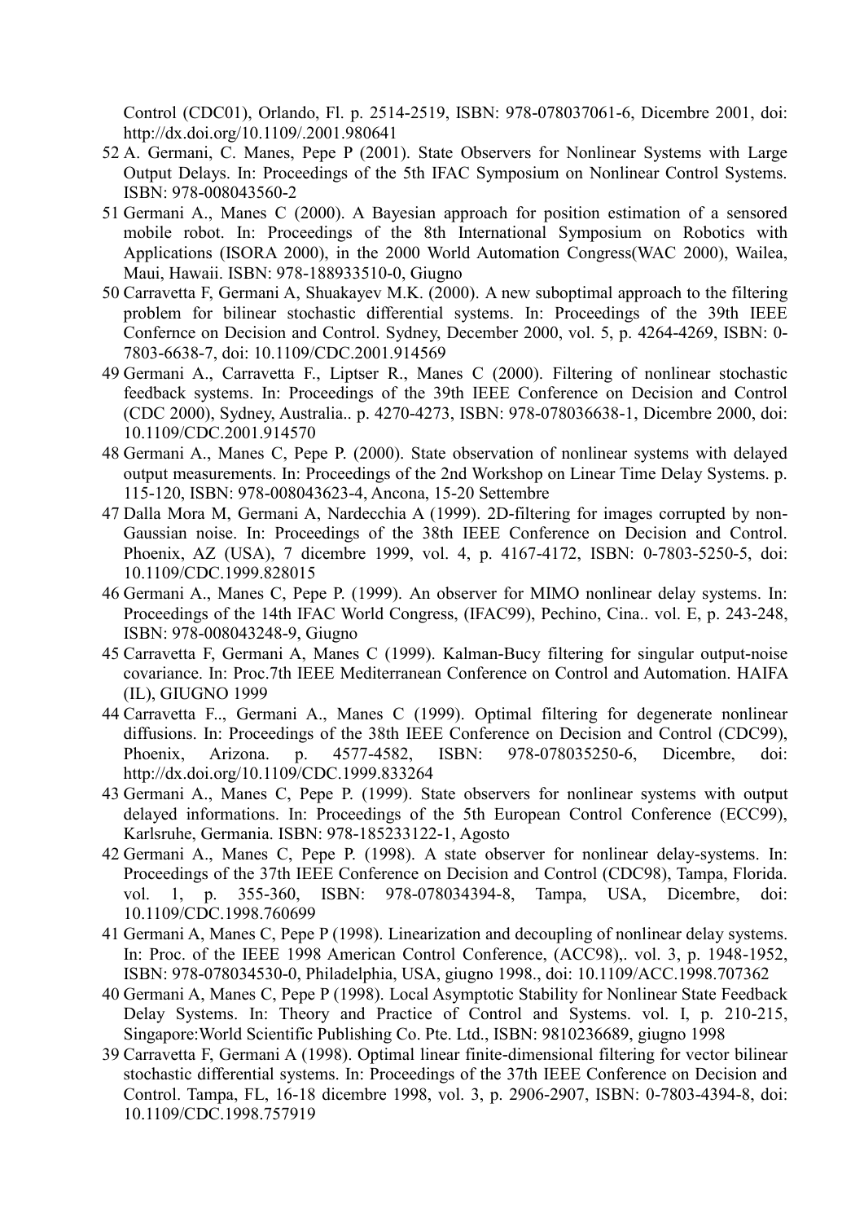Control (CDC01), Orlando, Fl. p. 2514-2519, ISBN: 978-078037061-6, Dicembre 2001, doi: http://dx.doi.org/10.1109/.2001.980641

52 A. Germani, C. Manes, Pepe P (2001). State Observers for Nonlinear Systems with Large Output Delays. In: Proceedings of the 5th IFAC Symposium on Nonlinear Control Systems. ISBN: 978-008043560-2

51 Germani A., Manes C (2000). A Bayesian approach for position estimation of a sensored mobile robot. In: Proceedings of the 8th International Symposium on Robotics with Applications (ISORA 2000), in the 2000 World Automation Congress(WAC 2000), Wailea, Maui, Hawaii. ISBN: 978-188933510-0, Giugno

50 Carravetta F, Germani A, Shuakayev M.K. (2000). A new suboptimal approach to the filtering problem for bilinear stochastic differential systems. In: Proceedings of the 39th IEEE Confernce on Decision and Control. Sydney, December 2000, vol. 5, p. 4264-4269, ISBN: 0-7803-6638-7, doi: 10.1109/CDC.2001.914569

49 Germani A., Carravetta F., Liptser R., Manes C (2000). Filtering of nonlinear stochastic feedback systems. In: Proceedings of the 39th IEEE Conference on Decision and Control (CDC 2000), Sydney, Australia.. p. 4270-4273, ISBN: 978-078036638-1, Dicembre 2000, doi: 10.1109/CDC.2001.914570

48 Germani A., Manes C, Pepe P. (2000). State observation of nonlinear systems with delayed output measurements. In: Proceedings of the 2nd Workshop on Linear Time Delay Systems. p. 115-120, ISBN: 978-008043623-4, Ancona, 15-20 Settembre

47 Dalla Mora M, Germani A, Nardecchia A (1999). 2D-filtering for images corrupted by non-Gaussian noise. In: Proceedings of the 38th IEEE Conference on Decision and Control. Phoenix, AZ (USA), 7 dicembre 1999, vol. 4, p. 4167-4172, ISBN: 0-7803-5250-5, doi: 10.1109/CDC.1999.828015

46 Germani A., Manes C, Pepe P. (1999). An observer for MIMO nonlinear delay systems. In: Proceedings of the 14th IFAC World Congress, (IFAC99), Pechino, Cina.. vol. E, p. 243-248, ISBN: 978-008043248-9, Giugno

45 Carravetta F, Germani A, Manes C (1999). Kalman-Bucy filtering for singular output-noise covariance. In: Proc.7th IEEE Mediterranean Conference on Control and Automation. HAIFA (IL), GIUGNO 1999

44 Carravetta F.., Germani A., Manes C (1999). Optimal filtering for degenerate nonlinear diffusions. In: Proceedings of the 38th IEEE Conference on Decision and Control (CDC99), Phoenix, Arizona. p. 4577-4582, ISBN: 978-078035250-6, Dicembre, doi: http://dx.doi.org/10.1109/CDC.1999.833264

43 Germani A., Manes C, Pepe P. (1999). State observers for nonlinear systems with output delayed informations. In: Proceedings of the 5th European Control Conference (ECC99), Karlsruhe, Germania. ISBN: 978-185233122-1, Agosto

42 Germani A., Manes C, Pepe P. (1998). A state observer for nonlinear delay-systems. In: Proceedings of the 37th IEEE Conference on Decision and Control (CDC98), Tampa, Florida. vol. 1, p. 355-360, ISBN: 978-078034394-8, Tampa, USA, Dicembre, doi: 10.1109/CDC.1998.760699

41 Germani A, Manes C, Pepe P (1998). Linearization and decoupling of nonlinear delay systems. In: Proc. of the IEEE 1998 American Control Conference, (ACC98),. vol. 3, p. 1948-1952, ISBN: 978-078034530-0, Philadelphia, USA, giugno 1998., doi: 10.1109/ACC.1998.707362

40 Germani A, Manes C, Pepe P (1998). Local Asymptotic Stability for Nonlinear State Feedback Delay Systems. In: Theory and Practice of Control and Systems. vol. I, p. 210-215, Singapore:World Scientific Publishing Co. Pte. Ltd., ISBN: 9810236689, giugno 1998

39 Carravetta F, Germani A (1998). Optimal linear finite-dimensional filtering for vector bilinear stochastic differential systems. In: Proceedings of the 37th IEEE Conference on Decision and Control. Tampa, FL, 16-18 dicembre 1998, vol. 3, p. 2906-2907, ISBN: 0-7803-4394-8, doi: 10.1109/CDC.1998.757919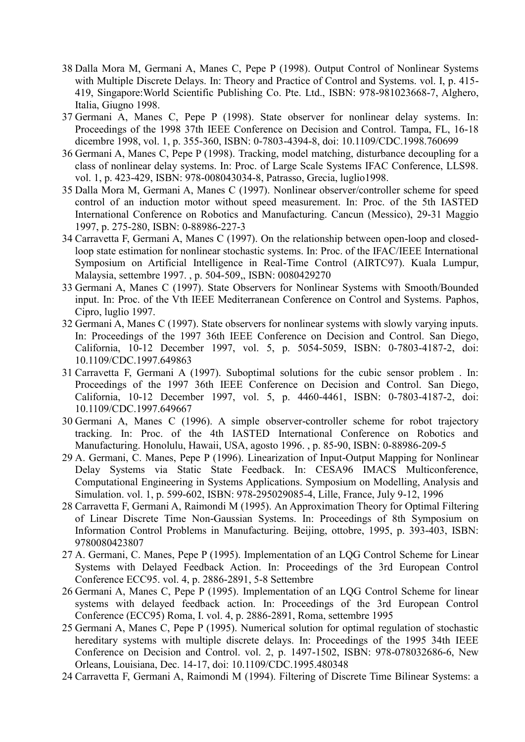38 Dalla Mora M, Germani A, Manes C, Pepe P (1998). Output Control of Nonlinear Systems with Multiple Discrete Delays. In: Theory and Practice of Control and Systems. vol. I, p. 415-419, Singapore:World Scientific Publishing Co. Pte. Ltd., ISBN: 978-981023668-7, Alghero, Italia, Giugno 1998.

37 Germani A, Manes C, Pepe P (1998). State observer for nonlinear delay systems. In: Proceedings of the 1998 37th IEEE Conference on Decision and Control. Tampa, FL, 16-18 dicembre 1998, vol. 1, p. 355-360, ISBN: 0-7803-4394-8, doi: 10.1109/CDC.1998.760699

36 Germani A, Manes C, Pepe P (1998). Tracking, model matching, disturbance decoupling for a class of nonlinear delay systems. In: Proc. of Large Scale Systems IFAC Conference, LLS98. vol. 1, p. 423-429, ISBN: 978-008043034-8, Patrasso, Grecia, luglio1998.

35 Dalla Mora M, Germani A, Manes C (1997). Nonlinear observer/controller scheme for speed control of an induction motor without speed measurement. In: Proc. of the 5th IASTED International Conference on Robotics and Manufacturing. Cancun (Messico), 29-31 Maggio 1997, p. 275-280, ISBN: 0-88986-227-3

34 Carravetta F, Germani A, Manes C (1997). On the relationship between open-loop and closed-loop state estimation for nonlinear stochastic systems. In: Proc. of the IFAC/IEEE International Symposium on Artificial Intelligence in Real-Time Control (AIRTC97). Kuala Lumpur, Malaysia, settembre 1997. , p. 504-509,, ISBN: 0080429270

33 Germani A, Manes C (1997). State Observers for Nonlinear Systems with Smooth/Bounded input. In: Proc. of the Vth IEEE Mediterranean Conference on Control and Systems. Paphos, Cipro, luglio 1997.

32 Germani A, Manes C (1997). State observers for nonlinear systems with slowly varying inputs. In: Proceedings of the 1997 36th IEEE Conference on Decision and Control. San Diego, California, 10-12 December 1997, vol. 5, p. 5054-5059, ISBN: 0-7803-4187-2, doi: 10.1109/CDC.1997.649863

31 Carravetta F, Germani A (1997). Suboptimal solutions for the cubic sensor problem . In: Proceedings of the 1997 36th IEEE Conference on Decision and Control. San Diego, California, 10-12 December 1997, vol. 5, p. 4460-4461, ISBN: 0-7803-4187-2, doi: 10.1109/CDC.1997.649667

30 Germani A, Manes C (1996). A simple observer-controller scheme for robot trajectory tracking. In: Proc. of the 4th IASTED International Conference on Robotics and Manufacturing. Honolulu, Hawaii, USA, agosto 1996. , p. 85-90, ISBN: 0-88986-209-5

29 A. Germani, C. Manes, Pepe P (1996). Linearization of Input-Output Mapping for Nonlinear Delay Systems via Static State Feedback. In: CESA96 IMACS Multiconference, Computational Engineering in Systems Applications. Symposium on Modelling, Analysis and Simulation. vol. 1, p. 599-602, ISBN: 978-295029085-4, Lille, France, July 9-12, 1996

28 Carravetta F, Germani A, Raimondi M (1995). An Approximation Theory for Optimal Filtering of Linear Discrete Time Non-Gaussian Systems. In: Proceedings of 8th Symposium on Information Control Problems in Manufacturing. Beijing, ottobre, 1995, p. 393-403, ISBN: 9780080423807

27 A. Germani, C. Manes, Pepe P (1995). Implementation of an LQG Control Scheme for Linear Systems with Delayed Feedback Action. In: Proceedings of the 3rd European Control Conference ECC95. vol. 4, p. 2886-2891, 5-8 Settembre

26 Germani A, Manes C, Pepe P (1995). Implementation of an LQG Control Scheme for linear systems with delayed feedback action. In: Proceedings of the 3rd European Control Conference (ECC95) Roma, I. vol. 4, p. 2886-2891, Roma, settembre 1995

25 Germani A, Manes C, Pepe P (1995). Numerical solution for optimal regulation of stochastic hereditary systems with multiple discrete delays. In: Proceedings of the 1995 34th IEEE Conference on Decision and Control. vol. 2, p. 1497-1502, ISBN: 978-078032686-6, New Orleans, Louisiana, Dec. 14-17, doi: 10.1109/CDC.1995.480348

24 Carravetta F, Germani A, Raimondi M (1994). Filtering of Discrete Time Bilinear Systems: a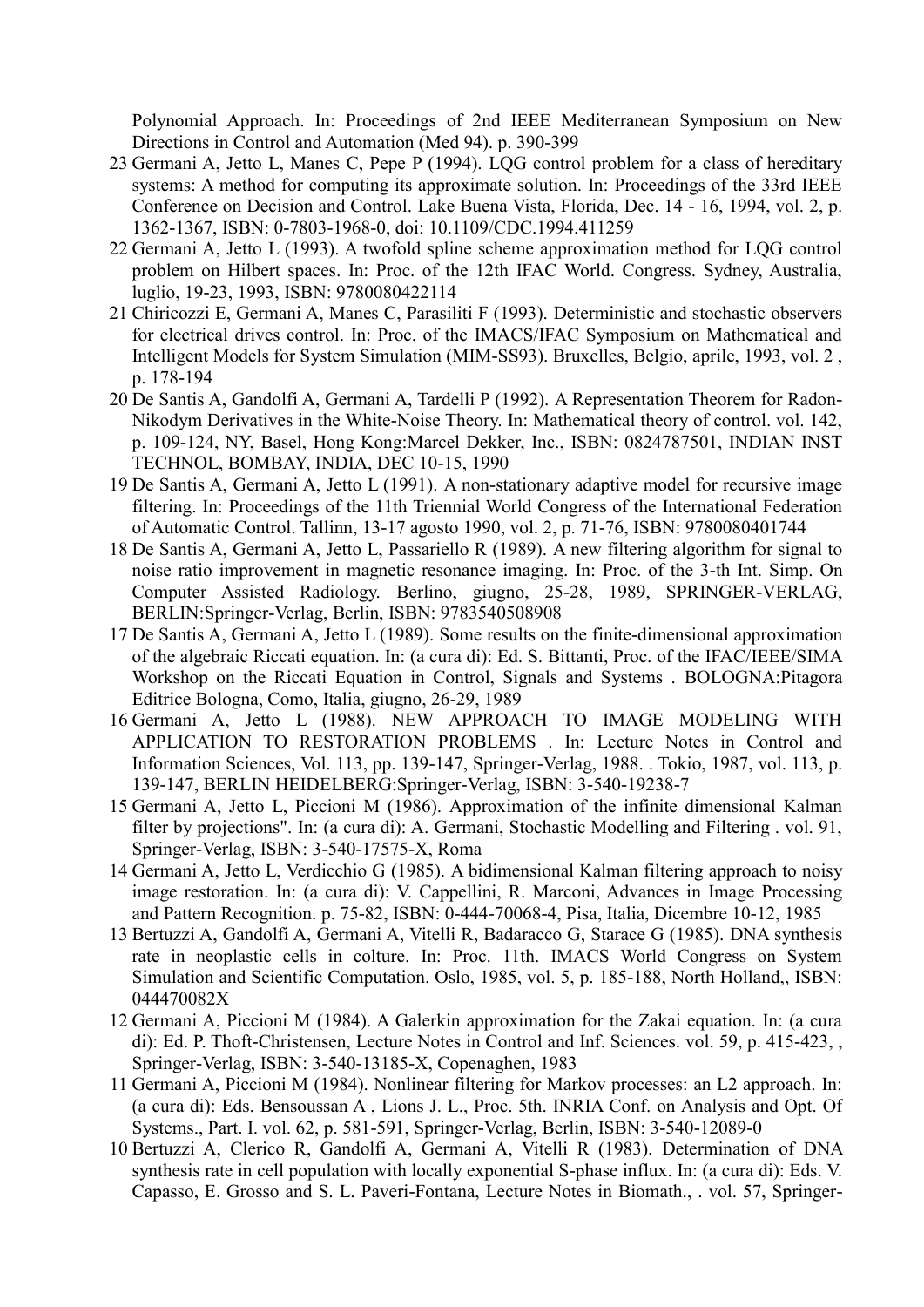Polynomial Approach. In: Proceedings of 2nd IEEE Mediterranean Symposium on New Directions in Control and Automation (Med 94). p. 390-399

23 Germani A, Jetto L, Manes C, Pepe P (1994). LQG control problem for a class of hereditary systems: A method for computing its approximate solution. In: Proceedings of the 33rd IEEE Conference on Decision and Control. Lake Buena Vista, Florida, Dec. 14 - 16, 1994, vol. 2, p. 1362-1367, ISBN: 0-7803-1968-0, doi: 10.1109/CDC.1994.411259

22 Germani A, Jetto L (1993). A twofold spline scheme approximation method for LQG control problem on Hilbert spaces. In: Proc. of the 12th IFAC World. Congress. Sydney, Australia, luglio, 19-23, 1993, ISBN: 9780080422114

21 Chiricozzi E, Germani A, Manes C, Parasiliti F (1993). Deterministic and stochastic observers for electrical drives control. In: Proc. of the IMACS/IFAC Symposium on Mathematical and Intelligent Models for System Simulation (MIM-SS93). Bruxelles, Belgio, aprile, 1993, vol. 2 , p. 178-194

20 De Santis A, Gandolfi A, Germani A, Tardelli P (1992). A Representation Theorem for Radon-Nikodym Derivatives in the White-Noise Theory. In: Mathematical theory of control. vol. 142, p. 109-124, NY, Basel, Hong Kong:Marcel Dekker, Inc., ISBN: 0824787501, INDIAN INST TECHNOL, BOMBAY, INDIA, DEC 10-15, 1990

19 De Santis A, Germani A, Jetto L (1991). A non-stationary adaptive model for recursive image filtering. In: Proceedings of the 11th Triennial World Congress of the International Federation of Automatic Control. Tallinn, 13-17 agosto 1990, vol. 2, p. 71-76, ISBN: 9780080401744

18 De Santis A, Germani A, Jetto L, Passariello R (1989). A new filtering algorithm for signal to noise ratio improvement in magnetic resonance imaging. In: Proc. of the 3-th Int. Simp. On Computer Assisted Radiology. Berlino, giugno, 25-28, 1989, SPRINGER-VERLAG, BERLIN:Springer-Verlag, Berlin, ISBN: 9783540508908

17 De Santis A, Germani A, Jetto L (1989). Some results on the finite-dimensional approximation of the algebraic Riccati equation. In: (a cura di): Ed. S. Bittanti, Proc. of the IFAC/IEEE/SIMA Workshop on the Riccati Equation in Control, Signals and Systems . BOLOGNA:Pitagora Editrice Bologna, Como, Italia, giugno, 26-29, 1989

16 Germani A, Jetto L (1988). NEW APPROACH TO IMAGE MODELING WITH APPLICATION TO RESTORATION PROBLEMS . In: Lecture Notes in Control and Information Sciences, Vol. 113, pp. 139-147, Springer-Verlag, 1988. . Tokio, 1987, vol. 113, p. 139-147, BERLIN HEIDELBERG:Springer-Verlag, ISBN: 3-540-19238-7

15 Germani A, Jetto L, Piccioni M (1986). Approximation of the infinite dimensional Kalman filter by projections". In: (a cura di): A. Germani, Stochastic Modelling and Filtering . vol. 91, Springer-Verlag, ISBN: 3-540-17575-X, Roma

14 Germani A, Jetto L, Verdicchio G (1985). A bidimensional Kalman filtering approach to noisy image restoration. In: (a cura di): V. Cappellini, R. Marconi, Advances in Image Processing and Pattern Recognition. p. 75-82, ISBN: 0-444-70068-4, Pisa, Italia, Dicembre 10-12, 1985

13 Bertuzzi A, Gandolfi A, Germani A, Vitelli R, Badaracco G, Starace G (1985). DNA synthesis rate in neoplastic cells in colture. In: Proc. 11th. IMACS World Congress on System Simulation and Scientific Computation. Oslo, 1985, vol. 5, p. 185-188, North Holland,, ISBN: 044470082X

12 Germani A, Piccioni M (1984). A Galerkin approximation for the Zakai equation. In: (a cura di): Ed. P. Thoft-Christensen, Lecture Notes in Control and Inf. Sciences. vol. 59, p. 415-423, , Springer-Verlag, ISBN: 3-540-13185-X, Copenaghen, 1983

11 Germani A, Piccioni M (1984). Nonlinear filtering for Markov processes: an L2 approach. In: (a cura di): Eds. Bensoussan A , Lions J. L., Proc. 5th. INRIA Conf. on Analysis and Opt. Of Systems., Part. I. vol. 62, p. 581-591, Springer-Verlag, Berlin, ISBN: 3-540-12089-0

10 Bertuzzi A, Clerico R, Gandolfi A, Germani A, Vitelli R (1983). Determination of DNA synthesis rate in cell population with locally exponential S-phase influx. In: (a cura di): Eds. V. Capasso, E. Grosso and S. L. Paveri-Fontana, Lecture Notes in Biomath., . vol. 57, Springer-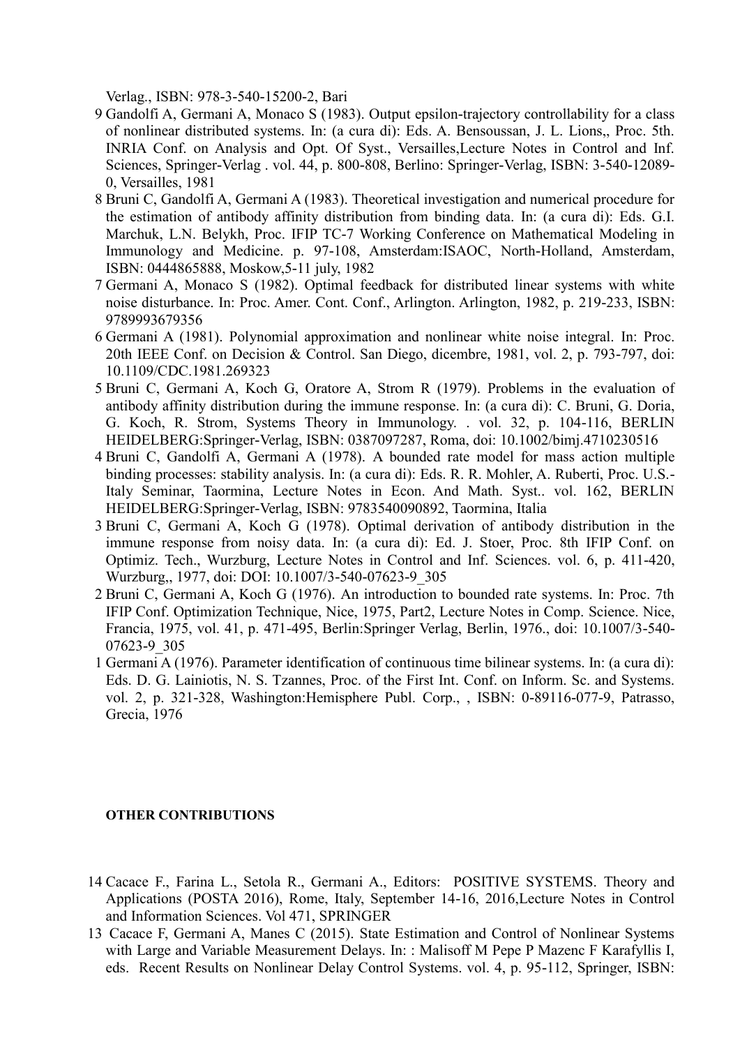Verlag., ISBN: 978-3-540-15200-2, Bari

9 Gandolfi A, Germani A, Monaco S (1983). Output epsilon-trajectory controllability for a class of nonlinear distributed systems. In: (a cura di): Eds. A. Bensoussan, J. L. Lions,, Proc. 5th. INRIA Conf. on Analysis and Opt. Of Syst., Versailles,Lecture Notes in Control and Inf. Sciences, Springer-Verlag . vol. 44, p. 800-808, Berlino: Springer-Verlag, ISBN: 3-540-12089-0, Versailles, 1981

8 Bruni C, Gandolfi A, Germani A (1983). Theoretical investigation and numerical procedure for the estimation of antibody affinity distribution from binding data. In: (a cura di): Eds. G.I. Marchuk, L.N. Belykh, Proc. IFIP TC-7 Working Conference on Mathematical Modeling in Immunology and Medicine. p. 97-108, Amsterdam:ISAOC, North-Holland, Amsterdam, ISBN: 0444865888, Moskow,5-11 july, 1982

7 Germani A, Monaco S (1982). Optimal feedback for distributed linear systems with white noise disturbance. In: Proc. Amer. Cont. Conf., Arlington. Arlington, 1982, p. 219-233, ISBN: 9789993679356

6 Germani A (1981). Polynomial approximation and nonlinear white noise integral. In: Proc. 20th IEEE Conf. on Decision & Control. San Diego, dicembre, 1981, vol. 2, p. 793-797, doi: 10.1109/CDC.1981.269323

5 Bruni C, Germani A, Koch G, Oratore A, Strom R (1979). Problems in the evaluation of antibody affinity distribution during the immune response. In: (a cura di): C. Bruni, G. Doria, G. Koch, R. Strom, Systems Theory in Immunology. . vol. 32, p. 104-116, BERLIN HEIDELBERG:Springer-Verlag, ISBN: 0387097287, Roma, doi: 10.1002/bimj.4710230516

4 Bruni C, Gandolfi A, Germani A (1978). A bounded rate model for mass action multiple binding processes: stability analysis. In: (a cura di): Eds. R. R. Mohler, A. Ruberti, Proc. U.S.-Italy Seminar, Taormina, Lecture Notes in Econ. And Math. Syst.. vol. 162, BERLIN HEIDELBERG:Springer-Verlag, ISBN: 9783540090892, Taormina, Italia

3 Bruni C, Germani A, Koch G (1978). Optimal derivation of antibody distribution in the immune response from noisy data. In: (a cura di): Ed. J. Stoer, Proc. 8th IFIP Conf. on Optimiz. Tech., Wurzburg, Lecture Notes in Control and Inf. Sciences. vol. 6, p. 411-420, Wurzburg,, 1977, doi: DOI: 10.1007/3-540-07623-9_305

2 Bruni C, Germani A, Koch G (1976). An introduction to bounded rate systems. In: Proc. 7th IFIP Conf. Optimization Technique, Nice, 1975, Part2, Lecture Notes in Comp. Science. Nice, Francia, 1975, vol. 41, p. 471-495, Berlin:Springer Verlag, Berlin, 1976., doi: 10.1007/3-540-07623-9_305

1 Germani A (1976). Parameter identification of continuous time bilinear systems. In: (a cura di): Eds. D. G. Lainiotis, N. S. Tzannes, Proc. of the First Int. Conf. on Inform. Sc. and Systems. vol. 2, p. 321-328, Washington:Hemisphere Publ. Corp., , ISBN: 0-89116-077-9, Patrasso, Grecia, 1976

**OTHER CONTRIBUTIONS**

14 Cacace F., Farina L., Setola R., Germani A., Editors: POSITIVE SYSTEMS. Theory and Applications (POSTA 2016), Rome, Italy, September 14-16, 2016,Lecture Notes in Control and Information Sciences. Vol 471, SPRINGER

13 Cacace F, Germani A, Manes C (2015). State Estimation and Control of Nonlinear Systems with Large and Variable Measurement Delays. In: : Malisoff M Pepe P Mazenc F Karafyllis I, eds. Recent Results on Nonlinear Delay Control Systems. vol. 4, p. 95-112, Springer, ISBN: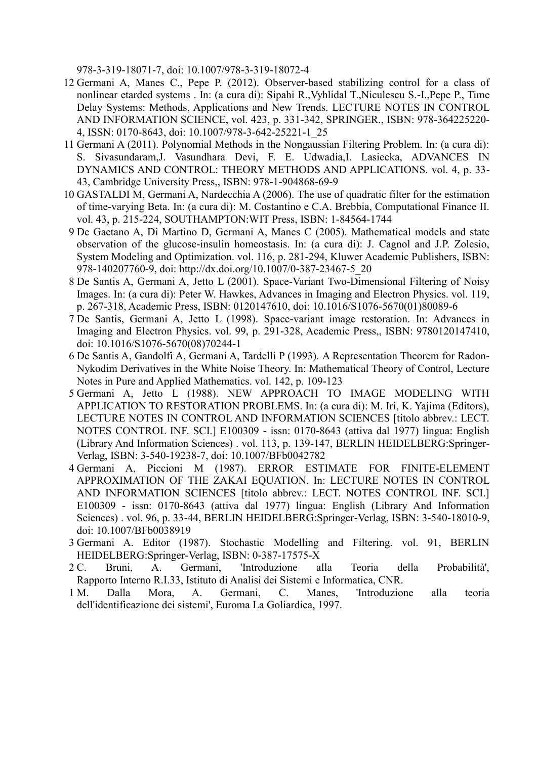978-3-319-18071-7, doi: 10.1007/978-3-319-18072-4

12 Germani A, Manes C., Pepe P. (2012). Observer-based stabilizing control for a class of nonlinear etarded systems . In: (a cura di): Sipahi R.,Vyhlidal T.,Niculescu S.-I.,Pepe P., Time Delay Systems: Methods, Applications and New Trends. LECTURE NOTES IN CONTROL AND INFORMATION SCIENCE, vol. 423, p. 331-342, SPRINGER., ISBN: 978-364225220-4, ISSN: 0170-8643, doi: 10.1007/978-3-642-25221-1_25

11 Germani A (2011). Polynomial Methods in the Nongaussian Filtering Problem. In: (a cura di): S. Sivasundaram,J. Vasundhara Devi, F. E. Udwadia,I. Lasiecka, ADVANCES IN DYNAMICS AND CONTROL: THEORY METHODS AND APPLICATIONS. vol. 4, p. 33-43, Cambridge University Press,, ISBN: 978-1-904868-69-9

10 GASTALDI M, Germani A, Nardecchia A (2006). The use of quadratic filter for the estimation of time-varying Beta. In: (a cura di): M. Costantino e C.A. Brebbia, Computational Finance II. vol. 43, p. 215-224, SOUTHAMPTON:WIT Press, ISBN: 1-84564-1744

9 De Gaetano A, Di Martino D, Germani A, Manes C (2005). Mathematical models and state observation of the glucose-insulin homeostasis. In: (a cura di): J. Cagnol and J.P. Zolesio, System Modeling and Optimization. vol. 116, p. 281-294, Kluwer Academic Publishers, ISBN: 978-140207760-9, doi: http://dx.doi.org/10.1007/0-387-23467-5_20

8 De Santis A, Germani A, Jetto L (2001). Space-Variant Two-Dimensional Filtering of Noisy Images. In: (a cura di): Peter W. Hawkes, Advances in Imaging and Electron Physics. vol. 119, p. 267-318, Academic Press, ISBN: 0120147610, doi: 10.1016/S1076-5670(01)80089-6

7 De Santis, Germani A, Jetto L (1998). Space-variant image restoration. In: Advances in Imaging and Electron Physics. vol. 99, p. 291-328, Academic Press,, ISBN: 9780120147410, doi: 10.1016/S1076-5670(08)70244-1

6 De Santis A, Gandolfi A, Germani A, Tardelli P (1993). A Representation Theorem for Radon-Nykodim Derivatives in the White Noise Theory. In: Mathematical Theory of Control, Lecture Notes in Pure and Applied Mathematics. vol. 142, p. 109-123

5 Germani A, Jetto L (1988). NEW APPROACH TO IMAGE MODELING WITH APPLICATION TO RESTORATION PROBLEMS. In: (a cura di): M. Iri, K. Yajima (Editors), LECTURE NOTES IN CONTROL AND INFORMATION SCIENCES [titolo abbrev.: LECT. NOTES CONTROL INF. SCI.] E100309 - issn: 0170-8643 (attiva dal 1977) lingua: English (Library And Information Sciences) . vol. 113, p. 139-147, BERLIN HEIDELBERG:Springer-Verlag, ISBN: 3-540-19238-7, doi: 10.1007/BFb0042782

4 Germani A, Piccioni M (1987). ERROR ESTIMATE FOR FINITE-ELEMENT APPROXIMATION OF THE ZAKAI EQUATION. In: LECTURE NOTES IN CONTROL AND INFORMATION SCIENCES [titolo abbrev.: LECT. NOTES CONTROL INF. SCI.] E100309 - issn: 0170-8643 (attiva dal 1977) lingua: English (Library And Information Sciences) . vol. 96, p. 33-44, BERLIN HEIDELBERG:Springer-Verlag, ISBN: 3-540-18010-9, doi: 10.1007/BFb0038919

3 Germani A. Editor (1987). Stochastic Modelling and Filtering. vol. 91, BERLIN HEIDELBERG:Springer-Verlag, ISBN: 0-387-17575-X

2 C. Bruni, A. Germani, 'Introduzione alla Teoria della Probabilità', Rapporto Interno R.I.33, Istituto di Analisi dei Sistemi e Informatica, CNR.

1 M. Dalla Mora, A. Germani, C. Manes, 'Introduzione alla teoria dell'identificazione dei sistemi', Euroma La Goliardica, 1997.